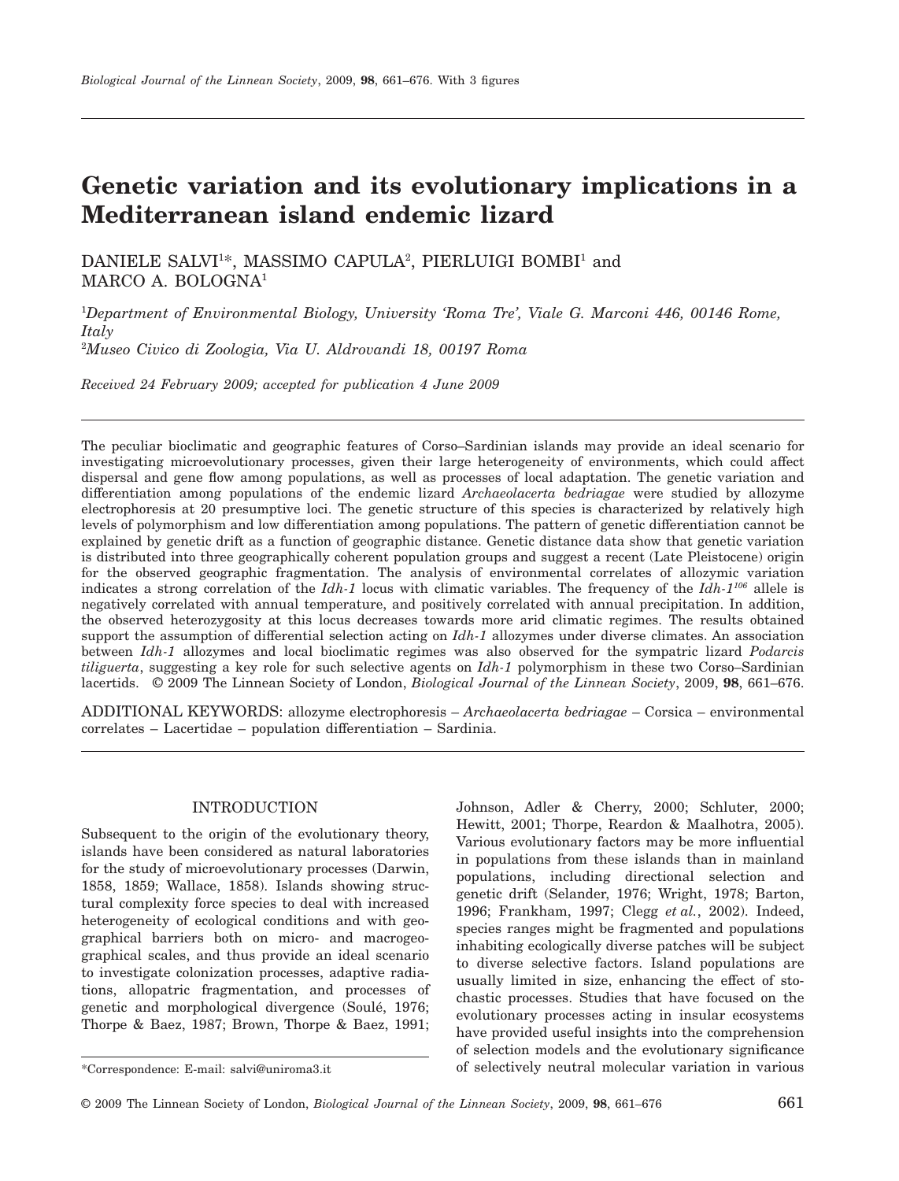# Genetic variation and its evolutionary implications in a Mediterranean island endemic lizard

DANIELE SALVI[1]*, MASSIMO CAPULA[2], PIERLUIGI BOMBI[1] and MARCO A. BOLOGNA[1]

[1]*Department of Environmental Biology, University 'Roma Tre', Viale G. Marconi 446, 00146 Rome, Italy*

[2]*Museo Civico di Zoologia, Via U. Aldrovandi 18, 00197 Roma*

*Received 24 February 2009; accepted for publication 4 June 2009*

The peculiar bioclimatic and geographic features of Corso–Sardinian islands may provide an ideal scenario for investigating microevolutionary processes, given their large heterogeneity of environments, which could affect dispersal and gene flow among populations, as well as processes of local adaptation. The genetic variation and differentiation among populations of the endemic lizard *Archaeolacerta bedriagae* were studied by allozyme electrophoresis at 20 presumptive loci. The genetic structure of this species is characterized by relatively high levels of polymorphism and low differentiation among populations. The pattern of genetic differentiation cannot be explained by genetic drift as a function of geographic distance. Genetic distance data show that genetic variation is distributed into three geographically coherent population groups and suggest a recent (Late Pleistocene) origin for the observed geographic fragmentation. The analysis of environmental correlates of allozymic variation indicates a strong correlation of the *Idh-1* locus with climatic variables. The frequency of the *Idh-1*$^{106}$ allele is negatively correlated with annual temperature, and positively correlated with annual precipitation. In addition, the observed heterozygosity at this locus decreases towards more arid climatic regimes. The results obtained support the assumption of differential selection acting on *Idh-1* allozymes under diverse climates. An association between *Idh-1* allozymes and local bioclimatic regimes was also observed for the sympatric lizard *Podarcis tiliguerta*, suggesting a key role for such selective agents on *Idh-1* polymorphism in these two Corso–Sardinian lacertids. © 2009 The Linnean Society of London, *Biological Journal of the Linnean Society*, 2009, **98**, 661–676.

ADDITIONAL KEYWORDS: allozyme electrophoresis – *Archaeolacerta bedriagae* – Corsica – environmental correlates – Lacertidae – population differentiation – Sardinia.

## INTRODUCTION

Subsequent to the origin of the evolutionary theory, islands have been considered as natural laboratories for the study of microevolutionary processes (Darwin, 1858, 1859; Wallace, 1858). Islands showing structural complexity force species to deal with increased heterogeneity of ecological conditions and with geographical barriers both on micro- and macrogeographical scales, and thus provide an ideal scenario to investigate colonization processes, adaptive radiations, allopatric fragmentation, and processes of genetic and morphological divergence (Soulé, 1976; Thorpe & Baez, 1987; Brown, Thorpe & Baez, 1991; Johnson, Adler & Cherry, 2000; Schluter, 2000; Hewitt, 2001; Thorpe, Reardon & Maalhotra, 2005). Various evolutionary factors may be more influential in populations from these islands than in mainland populations, including directional selection and genetic drift (Selander, 1976; Wright, 1978; Barton, 1996; Frankham, 1997; Clegg *et al.*, 2002). Indeed, species ranges might be fragmented and populations inhabiting ecologically diverse patches will be subject to diverse selective factors. Island populations are usually limited in size, enhancing the effect of stochastic processes. Studies that have focused on the evolutionary processes acting in insular ecosystems have provided useful insights into the comprehension of selection models and the evolutionary significance of selectively neutral molecular variation in various

*Correspondence: E-mail: salvi@uniroma3.it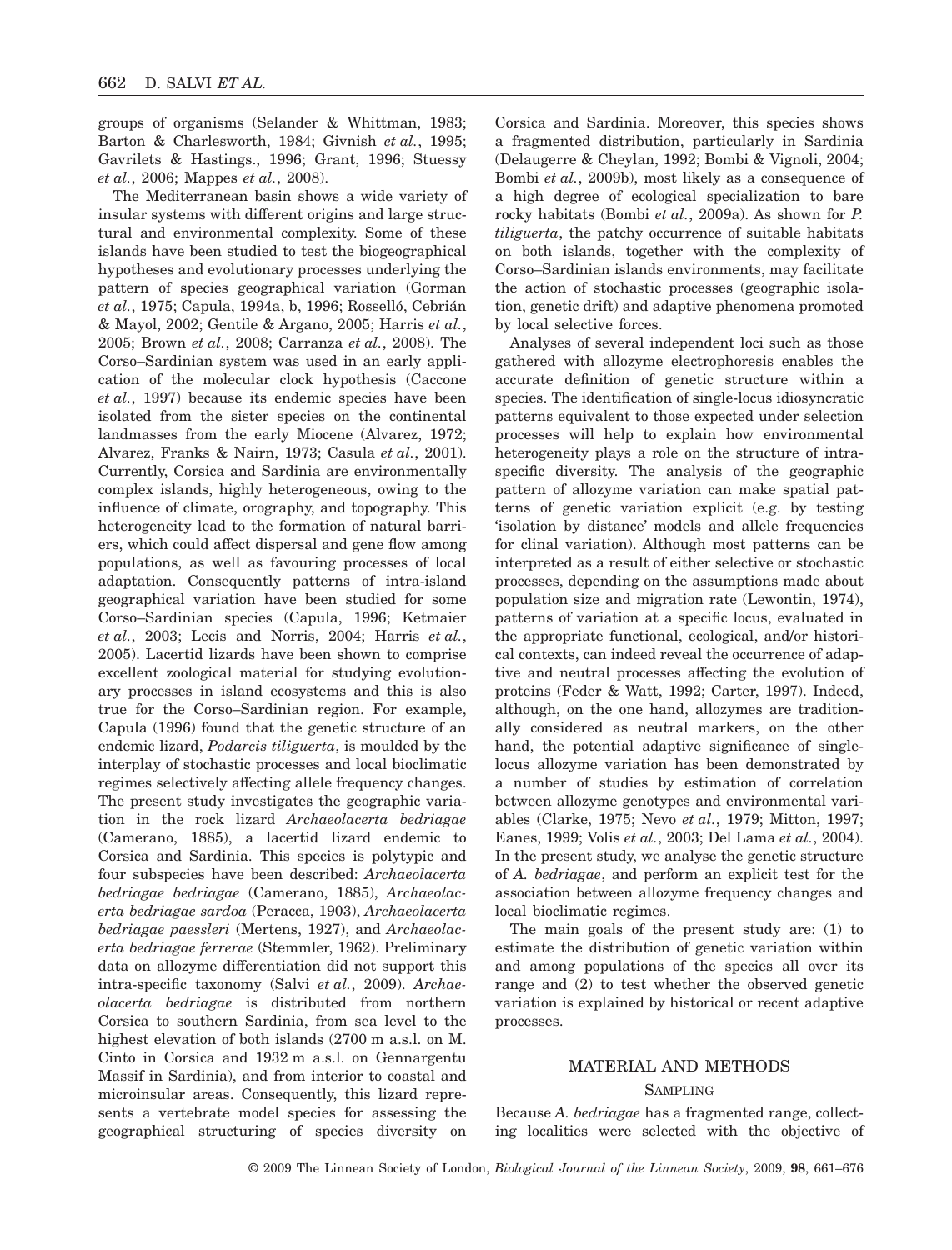groups of organisms (Selander & Whittman, 1983; Barton & Charlesworth, 1984; Givnish *et al.*, 1995; Gavrilets & Hastings., 1996; Grant, 1996; Stuessy *et al.*, 2006; Mappes *et al.*, 2008).

The Mediterranean basin shows a wide variety of insular systems with different origins and large structural and environmental complexity. Some of these islands have been studied to test the biogeographical hypotheses and evolutionary processes underlying the pattern of species geographical variation (Gorman *et al.*, 1975; Capula, 1994a, b, 1996; Rosselló, Cebrián & Mayol, 2002; Gentile & Argano, 2005; Harris *et al.*, 2005; Brown *et al.*, 2008; Carranza *et al.*, 2008). The Corso–Sardinian system was used in an early application of the molecular clock hypothesis (Caccone *et al.*, 1997) because its endemic species have been isolated from the sister species on the continental landmasses from the early Miocene (Alvarez, 1972; Alvarez, Franks & Nairn, 1973; Casula *et al.*, 2001). Currently, Corsica and Sardinia are environmentally complex islands, highly heterogeneous, owing to the influence of climate, orography, and topography. This heterogeneity lead to the formation of natural barriers, which could affect dispersal and gene flow among populations, as well as favouring processes of local adaptation. Consequently patterns of intra-island geographical variation have been studied for some Corso–Sardinian species (Capula, 1996; Ketmaier *et al.*, 2003; Lecis and Norris, 2004; Harris *et al.*, 2005). Lacertid lizards have been shown to comprise excellent zoological material for studying evolutionary processes in island ecosystems and this is also true for the Corso–Sardinian region. For example, Capula (1996) found that the genetic structure of an endemic lizard, *Podarcis tiliguerta*, is moulded by the interplay of stochastic processes and local bioclimatic regimes selectively affecting allele frequency changes. The present study investigates the geographic variation in the rock lizard *Archaeolacerta bedriagae* (Camerano, 1885), a lacertid lizard endemic to Corsica and Sardinia. This species is polytypic and four subspecies have been described: *Archaeolacerta bedriagae bedriagae* (Camerano, 1885), *Archaeolacerta bedriagae sardoa* (Peracca, 1903), *Archaeolacerta bedriagae paessleri* (Mertens, 1927), and *Archaeolacerta bedriagae ferrerae* (Stemmler, 1962). Preliminary data on allozyme differentiation did not support this intra-specific taxonomy (Salvi *et al.*, 2009). *Archaeolacerta bedriagae* is distributed from northern Corsica to southern Sardinia, from sea level to the highest elevation of both islands (2700 m a.s.l. on M. Cinto in Corsica and 1932 m a.s.l. on Gennargentu Massif in Sardinia), and from interior to coastal and microinsular areas. Consequently, this lizard represents a vertebrate model species for assessing the geographical structuring of species diversity on Corsica and Sardinia. Moreover, this species shows a fragmented distribution, particularly in Sardinia (Delaugerre & Cheylan, 1992; Bombi & Vignoli, 2004; Bombi *et al.*, 2009b), most likely as a consequence of a high degree of ecological specialization to bare rocky habitats (Bombi *et al.*, 2009a). As shown for *P. tiliguerta*, the patchy occurrence of suitable habitats on both islands, together with the complexity of Corso–Sardinian islands environments, may facilitate the action of stochastic processes (geographic isolation, genetic drift) and adaptive phenomena promoted by local selective forces.

Analyses of several independent loci such as those gathered with allozyme electrophoresis enables the accurate definition of genetic structure within a species. The identification of single-locus idiosyncratic patterns equivalent to those expected under selection processes will help to explain how environmental heterogeneity plays a role on the structure of intraspecific diversity. The analysis of the geographic pattern of allozyme variation can make spatial patterns of genetic variation explicit (e.g. by testing 'isolation by distance' models and allele frequencies for clinal variation). Although most patterns can be interpreted as a result of either selective or stochastic processes, depending on the assumptions made about population size and migration rate (Lewontin, 1974), patterns of variation at a specific locus, evaluated in the appropriate functional, ecological, and/or historical contexts, can indeed reveal the occurrence of adaptive and neutral processes affecting the evolution of proteins (Feder & Watt, 1992; Carter, 1997). Indeed, although, on the one hand, allozymes are traditionally considered as neutral markers, on the other hand, the potential adaptive significance of single-locus allozyme variation has been demonstrated by a number of studies by estimation of correlation between allozyme genotypes and environmental variables (Clarke, 1975; Nevo *et al.*, 1979; Mitton, 1997; Eanes, 1999; Volis *et al.*, 2003; Del Lama *et al.*, 2004). In the present study, we analyse the genetic structure of *A. bedriagae*, and perform an explicit test for the association between allozyme frequency changes and local bioclimatic regimes.

The main goals of the present study are: (1) to estimate the distribution of genetic variation within and among populations of the species all over its range and (2) to test whether the observed genetic variation is explained by historical or recent adaptive processes.

## MATERIAL AND METHODS

### SAMPLING

Because *A. bedriagae* has a fragmented range, collecting localities were selected with the objective of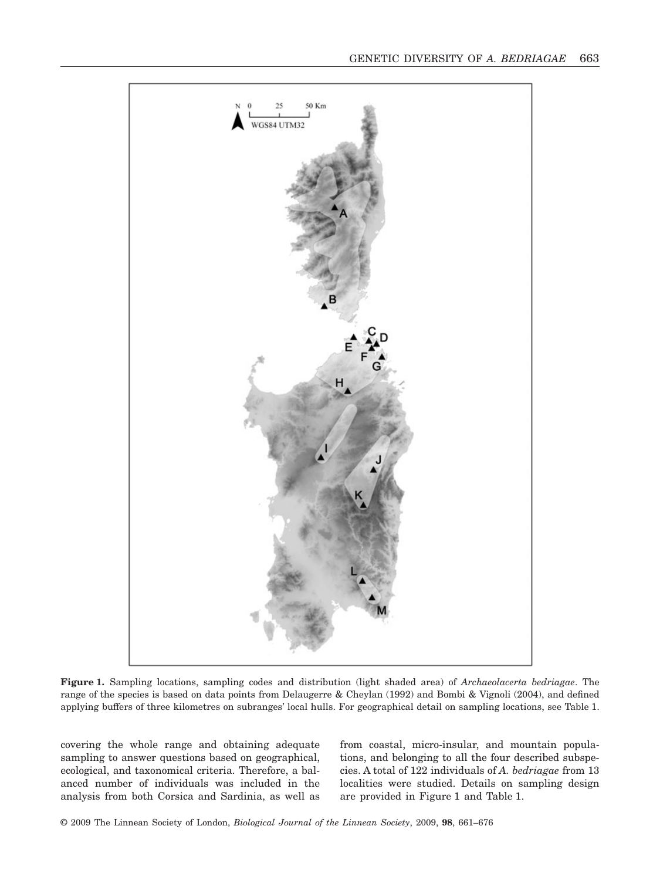**Figure 1.** Sampling locations, sampling codes and distribution (light shaded area) of *Archaeolacerta bedriagae*. The range of the species is based on data points from Delaugerre & Cheylan (1992) and Bombi & Vignoli (2004), and defined applying buffers of three kilometres on subranges' local hulls. For geographical detail on sampling locations, see Table 1.

covering the whole range and obtaining adequate sampling to answer questions based on geographical, ecological, and taxonomical criteria. Therefore, a balanced number of individuals was included in the analysis from both Corsica and Sardinia, as well as from coastal, micro-insular, and mountain populations, and belonging to all the four described subspecies. A total of 122 individuals of *A. bedriagae* from 13 localities were studied. Details on sampling design are provided in Figure 1 and Table 1.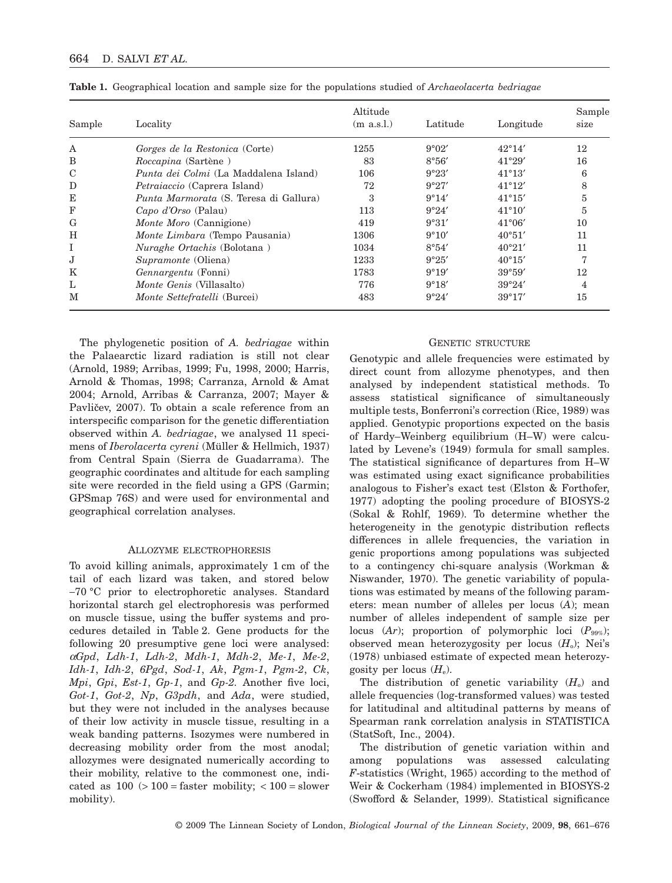**Table 1.** Geographical location and sample size for the populations studied of *Archaeolacerta bedriagae*

| Sample | Locality | Altitude (m a.s.l.) | Latitude | Longitude | Sample size |
|---|---|---|---|---|---|
| A | *Gorges de la Restonica* (Corte) | 1255 | 9°02′ | 42°14′ | 12 |
| B | *Roccapina* (Sartène ) | 83 | 8°56′ | 41°29′ | 16 |
| C | *Punta dei Colmi* (La Maddalena Island) | 106 | 9°23′ | 41°13′ | 6 |
| D | *Petraiaccio* (Caprera Island) | 72 | 9°27′ | 41°12′ | 8 |
| E | *Punta Marmorata* (S. Teresa di Gallura) | 3 | 9°14′ | 41°15′ | 5 |
| F | *Capo d'Orso* (Palau) | 113 | 9°24′ | 41°10′ | 5 |
| G | *Monte Moro* (Cannigione) | 419 | 9°31′ | 41°06′ | 10 |
| H | *Monte Limbara* (Tempo Pausania) | 1306 | 9°10′ | 40°51′ | 11 |
| I | *Nuraghe Ortachis* (Bolotana ) | 1034 | 8°54′ | 40°21′ | 11 |
| J | *Supramonte* (Oliena) | 1233 | 9°25′ | 40°15′ | 7 |
| K | *Gennargentu* (Fonni) | 1783 | 9°19′ | 39°59′ | 12 |
| L | *Monte Genis* (Villasalto) | 776 | 9°18′ | 39°24′ | 4 |
| M | *Monte Settefratelli* (Burcei) | 483 | 9°24′ | 39°17′ | 15 |

The phylogenetic position of *A. bedriagae* within the Palaearctic lizard radiation is still not clear (Arnold, 1989; Arribas, 1999; Fu, 1998, 2000; Harris, Arnold & Thomas, 1998; Carranza, Arnold & Amat 2004; Arnold, Arribas & Carranza, 2007; Mayer & Pavličev, 2007). To obtain a scale reference from an interspecific comparison for the genetic differentiation observed within *A. bedriagae*, we analysed 11 specimens of *Iberolacerta cyreni* (Müller & Hellmich, 1937) from Central Spain (Sierra de Guadarrama). The geographic coordinates and altitude for each sampling site were recorded in the field using a GPS (Garmin; GPSmap 76S) and were used for environmental and geographical correlation analyses.

### Allozyme electrophoresis

To avoid killing animals, approximately 1 cm of the tail of each lizard was taken, and stored below –70 °C prior to electrophoretic analyses. Standard horizontal starch gel electrophoresis was performed on muscle tissue, using the buffer systems and procedures detailed in Table 2. Gene products for the following 20 presumptive gene loci were analysed: *αGpd*, *Ldh-1*, *Ldh-2*, *Mdh-1*, *Mdh-2*, *Me-1*, *Me-2*, *Idh-1*, *Idh-2*, *6Pgd*, *Sod-1*, *Ak*, *Pgm-1*, *Pgm-2*, *Ck*, *Mpi*, *Gpi*, *Est-1*, *Gp-1*, and *Gp-2*. Another five loci, *Got-1*, *Got-2*, *Np*, *G3pdh*, and *Ada*, were studied, but they were not included in the analyses because of their low activity in muscle tissue, resulting in a weak banding patterns. Isozymes were numbered in decreasing mobility order from the most anodal; allozymes were designated numerically according to their mobility, relative to the commonest one, indicated as 100 (> 100 = faster mobility; < 100 = slower mobility).

### Genetic structure

Genotypic and allele frequencies were estimated by direct count from allozyme phenotypes, and then analysed by independent statistical methods. To assess statistical significance of simultaneously multiple tests, Bonferroni's correction (Rice, 1989) was applied. Genotypic proportions expected on the basis of Hardy–Weinberg equilibrium (H–W) were calculated by Levene's (1949) formula for small samples. The statistical significance of departures from H–W was estimated using exact significance probabilities analogous to Fisher's exact test (Elston & Forthofer, 1977) adopting the pooling procedure of BIOSYS-2 (Sokal & Rohlf, 1969). To determine whether the heterogeneity in the genotypic distribution reflects differences in allele frequencies, the variation in genic proportions among populations was subjected to a contingency chi-square analysis (Workman & Niswander, 1970). The genetic variability of populations was estimated by means of the following parameters: mean number of alleles per locus ($A$); mean number of alleles independent of sample size per locus ($Ar$); proportion of polymorphic loci ($P_{99\%}$); observed mean heterozygosity per locus ($H_o$); Nei's (1978) unbiased estimate of expected mean heterozygosity per locus ($H_e$).

The distribution of genetic variability ($H_o$) and allele frequencies (log-transformed values) was tested for latitudinal and altitudinal patterns by means of Spearman rank correlation analysis in STATISTICA (StatSoft, Inc., 2004).

The distribution of genetic variation within and among populations was assessed calculating $F$-statistics (Wright, 1965) according to the method of Weir & Cockerham (1984) implemented in BIOSYS-2 (Swofford & Selander, 1999). Statistical significance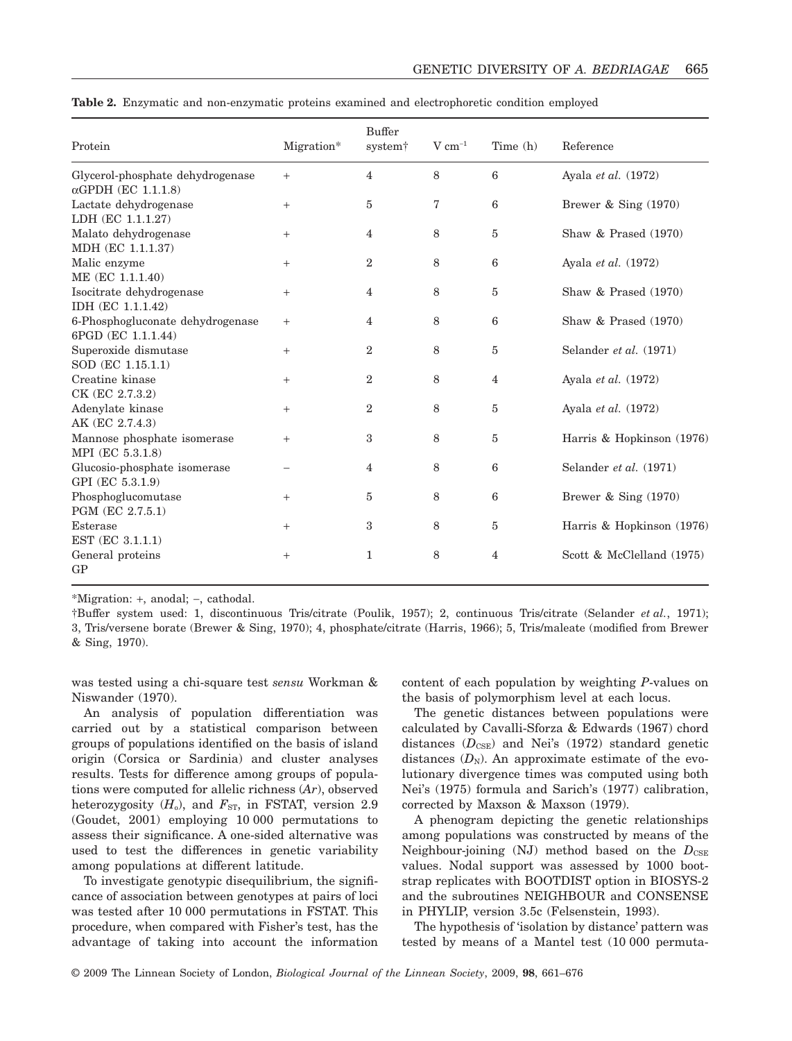**Table 2.** Enzymatic and non-enzymatic proteins examined and electrophoretic condition employed

| Protein | Migration* | Buffer system† | V cm$^{-1}$ | Time (h) | Reference |
|---|---|---|---|---|---|
| Glycerol-phosphate dehydrogenase αGPDH (EC 1.1.1.8) | + | 4 | 8 | 6 | Ayala *et al.* (1972) |
| Lactate dehydrogenase LDH (EC 1.1.1.27) | + | 5 | 7 | 6 | Brewer & Sing (1970) |
| Malato dehydrogenase MDH (EC 1.1.1.37) | + | 4 | 8 | 5 | Shaw & Prased (1970) |
| Malic enzyme ME (EC 1.1.1.40) | + | 2 | 8 | 6 | Ayala *et al.* (1972) |
| Isocitrate dehydrogenase IDH (EC 1.1.1.42) | + | 4 | 8 | 5 | Shaw & Prased (1970) |
| 6-Phosphogluconate dehydrogenase 6PGD (EC 1.1.1.44) | + | 4 | 8 | 6 | Shaw & Prased (1970) |
| Superoxide dismutase SOD (EC 1.15.1.1) | + | 2 | 8 | 5 | Selander *et al.* (1971) |
| Creatine kinase CK (EC 2.7.3.2) | + | 2 | 8 | 4 | Ayala *et al.* (1972) |
| Adenylate kinase AK (EC 2.7.4.3) | + | 2 | 8 | 5 | Ayala *et al.* (1972) |
| Mannose phosphate isomerase MPI (EC 5.3.1.8) | + | 3 | 8 | 5 | Harris & Hopkinson (1976) |
| Glucosio-phosphate isomerase GPI (EC 5.3.1.9) | – | 4 | 8 | 6 | Selander *et al.* (1971) |
| Phosphoglucomutase PGM (EC 2.7.5.1) | + | 5 | 8 | 6 | Brewer & Sing (1970) |
| Esterase EST (EC 3.1.1.1) | + | 3 | 8 | 5 | Harris & Hopkinson (1976) |
| General proteins GP | + | 1 | 8 | 4 | Scott & McClelland (1975) |

*Migration: +, anodal; –, cathodal.

†Buffer system used: 1, discontinuous Tris/citrate (Poulik, 1957); 2, continuous Tris/citrate (Selander *et al.*, 1971); 3, Tris/versene borate (Brewer & Sing, 1970); 4, phosphate/citrate (Harris, 1966); 5, Tris/maleate (modified from Brewer & Sing, 1970).

was tested using a chi-square test *sensu* Workman & Niswander (1970).

An analysis of population differentiation was carried out by a statistical comparison between groups of populations identified on the basis of island origin (Corsica or Sardinia) and cluster analyses results. Tests for difference among groups of populations were computed for allelic richness (*Ar*), observed heterozygosity ($H_o$), and $F_{ST}$, in FSTAT, version 2.9 (Goudet, 2001) employing 10 000 permutations to assess their significance. A one-sided alternative was used to test the differences in genetic variability among populations at different latitude.

To investigate genotypic disequilibrium, the significance of association between genotypes at pairs of loci was tested after 10 000 permutations in FSTAT. This procedure, when compared with Fisher's test, has the advantage of taking into account the information content of each population by weighting *P*-values on the basis of polymorphism level at each locus.

The genetic distances between populations were calculated by Cavalli-Sforza & Edwards (1967) chord distances ($D_{CSE}$) and Nei's (1972) standard genetic distances ($D_N$). An approximate estimate of the evolutionary divergence times was computed using both Nei's (1975) formula and Sarich's (1977) calibration, corrected by Maxson & Maxson (1979).

A phenogram depicting the genetic relationships among populations was constructed by means of the Neighbour-joining (NJ) method based on the $D_{CSE}$ values. Nodal support was assessed by 1000 bootstrap replicates with BOOTDIST option in BIOSYS-2 and the subroutines NEIGHBOUR and CONSENSE in PHYLIP, version 3.5c (Felsenstein, 1993).

The hypothesis of 'isolation by distance' pattern was tested by means of a Mantel test (10 000 permuta-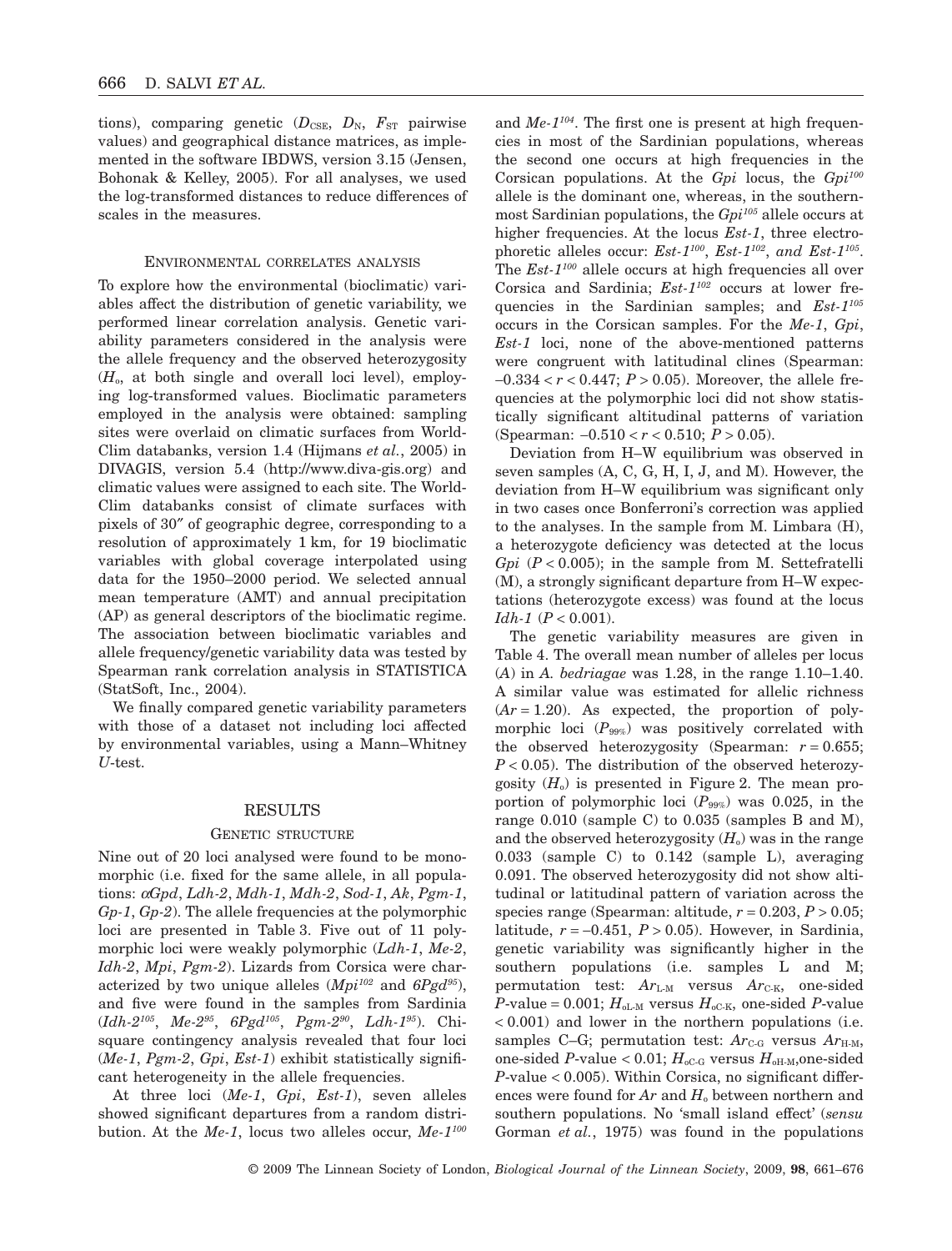tions), comparing genetic ($D_{CSE}$, $D_N$, $F_{ST}$ pairwise values) and geographical distance matrices, as implemented in the software IBDWS, version 3.15 (Jensen, Bohonak & Kelley, 2005). For all analyses, we used the log-transformed distances to reduce differences of scales in the measures.

#### ENVIRONMENTAL CORRELATES ANALYSIS

To explore how the environmental (bioclimatic) variables affect the distribution of genetic variability, we performed linear correlation analysis. Genetic variability parameters considered in the analysis were the allele frequency and the observed heterozygosity ($H_o$, at both single and overall loci level), employing log-transformed values. Bioclimatic parameters employed in the analysis were obtained: sampling sites were overlaid on climatic surfaces from WorldClim databanks, version 1.4 (Hijmans *et al.*, 2005) in DIVAGIS, version 5.4 (http://www.diva-gis.org) and climatic values were assigned to each site. The WorldClim databanks consist of climate surfaces with pixels of 30″ of geographic degree, corresponding to a resolution of approximately 1 km, for 19 bioclimatic variables with global coverage interpolated using data for the 1950–2000 period. We selected annual mean temperature (AMT) and annual precipitation (AP) as general descriptors of the bioclimatic regime. The association between bioclimatic variables and allele frequency/genetic variability data was tested by Spearman rank correlation analysis in STATISTICA (StatSoft, Inc., 2004).

We finally compared genetic variability parameters with those of a dataset not including loci affected by environmental variables, using a Mann–Whitney *U*-test.

## RESULTS

### GENETIC STRUCTURE

Nine out of 20 loci analysed were found to be monomorphic (i.e. fixed for the same allele, in all populations: *αGpd*, *Ldh-2*, *Mdh-1*, *Mdh-2*, *Sod-1*, *Ak*, *Pgm-1*, *Gp-1*, *Gp-2*). The allele frequencies at the polymorphic loci are presented in Table 3. Five out of 11 polymorphic loci were weakly polymorphic (*Ldh-1*, *Me-2*, *Idh-2*, *Mpi*, *Pgm-2*). Lizards from Corsica were characterized by two unique alleles (*$Mpi^{102}$* and *$6Pgd^{95}$*), and five were found in the samples from Sardinia (*$Idh\text{-}2^{105}$*, *$Me\text{-}2^{95}$*, *$6Pgd^{105}$*, *$Pgm\text{-}2^{90}$*, *$Ldh\text{-}1^{95}$*). Chi-square contingency analysis revealed that four loci (*Me-1*, *Pgm-2*, *Gpi*, *Est-1*) exhibit statistically significant heterogeneity in the allele frequencies.

At three loci (*Me-1*, *Gpi*, *Est-1*), seven alleles showed significant departures from a random distribution. At the *Me-1*, locus two alleles occur, *$Me\text{-}1^{100}$* and *$Me\text{-}1^{104}$*. The first one is present at high frequencies in most of the Sardinian populations, whereas the second one occurs at high frequencies in the Corsican populations. At the *Gpi* locus, the *$Gpi^{100}$* allele is the dominant one, whereas, in the southernmost Sardinian populations, the *$Gpi^{105}$* allele occurs at higher frequencies. At the locus *Est-1*, three electrophoretic alleles occur: *$Est\text{-}1^{100}$*, *$Est\text{-}1^{102}$*, *and $Est\text{-}1^{105}$*. The *$Est\text{-}1^{100}$* allele occurs at high frequencies all over Corsica and Sardinia; *$Est\text{-}1^{102}$* occurs at lower frequencies in the Sardinian samples; and *$Est\text{-}1^{105}$* occurs in the Corsican samples. For the *Me-1*, *Gpi*, *Est-1* loci, none of the above-mentioned patterns were congruent with latitudinal clines (Spearman: $-0.334 < r < 0.447$; $P > 0.05$). Moreover, the allele frequencies at the polymorphic loci did not show statistically significant altitudinal patterns of variation (Spearman: $-0.510 < r < 0.510$; $P > 0.05$).

Deviation from H–W equilibrium was observed in seven samples (A, C, G, H, I, J, and M). However, the deviation from H–W equilibrium was significant only in two cases once Bonferroni's correction was applied to the analyses. In the sample from M. Limbara (H), a heterozygote deficiency was detected at the locus *Gpi* ($P < 0.005$); in the sample from M. Settefratelli (M), a strongly significant departure from H–W expectations (heterozygote excess) was found at the locus *Idh-1* ($P < 0.001$).

The genetic variability measures are given in Table 4. The overall mean number of alleles per locus ($A$) in *A. bedriagae* was 1.28, in the range 1.10–1.40. A similar value was estimated for allelic richness ($Ar = 1.20$). As expected, the proportion of polymorphic loci ($P_{99\%}$) was positively correlated with the observed heterozygosity (Spearman: $r = 0.655$; $P < 0.05$). The distribution of the observed heterozygosity ($H_o$) is presented in Figure 2. The mean proportion of polymorphic loci ($P_{99\%}$) was 0.025, in the range 0.010 (sample C) to 0.035 (samples B and M), and the observed heterozygosity ($H_o$) was in the range 0.033 (sample C) to 0.142 (sample L), averaging 0.091. The observed heterozygosity did not show altitudinal or latitudinal pattern of variation across the species range (Spearman: altitude, $r = 0.203$, $P > 0.05$; latitude, $r = -0.451$, $P > 0.05$). However, in Sardinia, genetic variability was significantly higher in the southern populations (i.e. samples L and M; permutation test: $Ar_{L\text{-}M}$ versus $Ar_{C\text{-}K}$, one-sided $P$-value = 0.001; $H_{oL\text{-}M}$ versus $H_{oC\text{-}K}$, one-sided $P$-value $< 0.001$) and lower in the northern populations (i.e. samples C–G; permutation test: $Ar_{C\text{-}G}$ versus $Ar_{H\text{-}M}$, one-sided $P$-value $< 0.01$; $H_{oC\text{-}G}$ versus $H_{oH\text{-}M}$, one-sided $P$-value $< 0.005$). Within Corsica, no significant differences were found for $Ar$ and $H_o$ between northern and southern populations. No 'small island effect' (*sensu* Gorman *et al.*, 1975) was found in the populations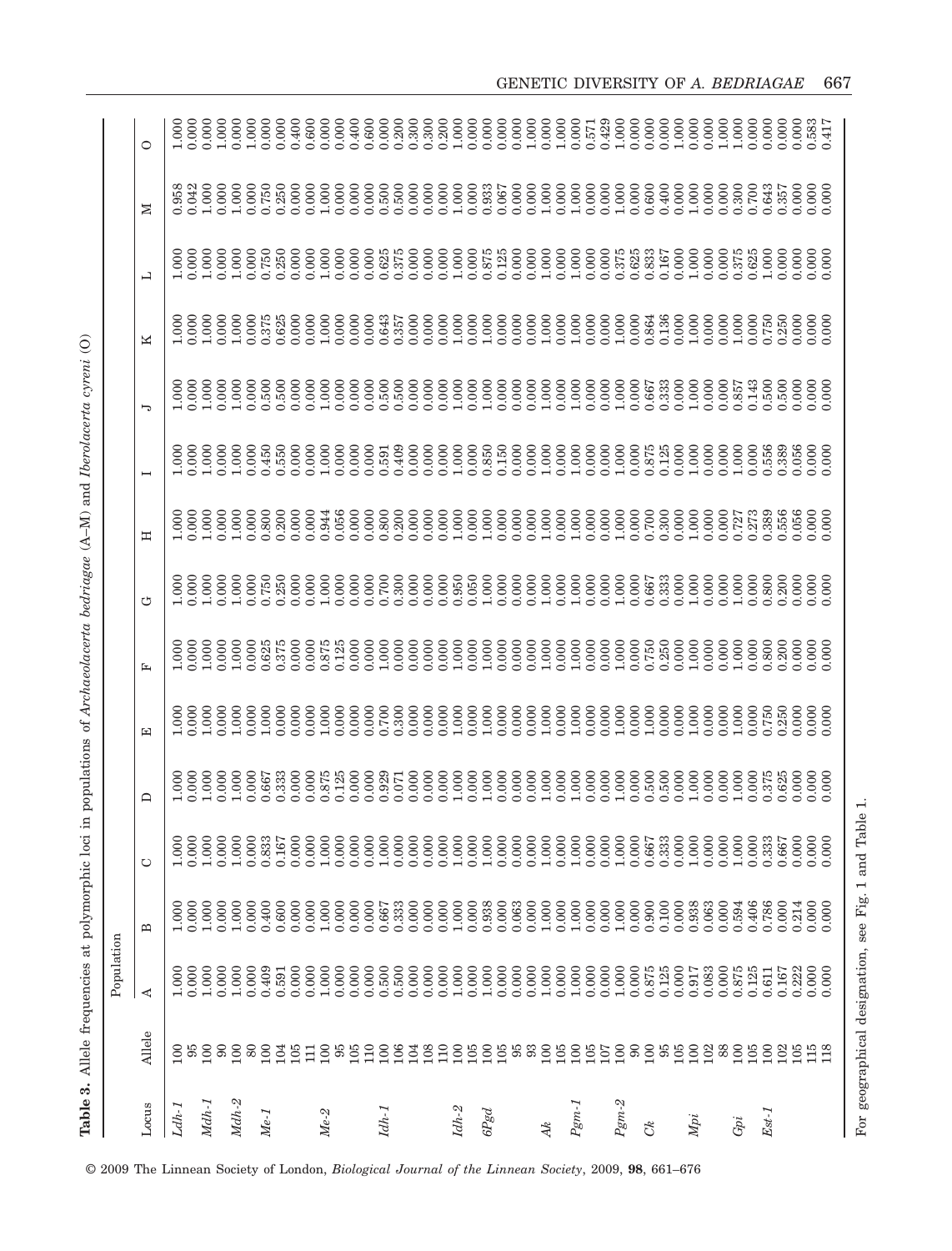**Table 3.** Allele frequencies at polymorphic loci in populations of *Archaeolacerta bedriagae* (A–M) and *Iberolacerta cyreni* (O)

| Locus | Allele | Population | | | | | | | | | | | | | |
|---|---|---|---|---|---|---|---|---|---|---|---|---|---|---|---|
| | | A | B | C | D | E | F | G | H | I | J | K | L | M | O |
| *Ldh-1* | 100 | 1.000 | 1.000 | 1.000 | 1.000 | 1.000 | 1.000 | 1.000 | 1.000 | 1.000 | 1.000 | 1.000 | 1.000 | 0.958 | 1.000 |
| | 95 | 0.000 | 0.000 | 0.000 | 0.000 | 0.000 | 0.000 | 0.000 | 0.000 | 0.000 | 0.000 | 0.000 | 0.000 | 0.042 | 0.000 |
| *Mdh-1* | 100 | 1.000 | 1.000 | 1.000 | 1.000 | 1.000 | 1.000 | 1.000 | 1.000 | 1.000 | 1.000 | 1.000 | 1.000 | 1.000 | 0.000 |
| | 90 | 0.000 | 0.000 | 0.000 | 0.000 | 0.000 | 0.000 | 0.000 | 0.000 | 0.000 | 0.000 | 0.000 | 0.000 | 0.000 | 1.000 |
| *Mdh-2* | 100 | 1.000 | 1.000 | 1.000 | 1.000 | 1.000 | 1.000 | 1.000 | 1.000 | 1.000 | 1.000 | 1.000 | 1.000 | 1.000 | 0.000 |
| | 80 | 0.000 | 0.000 | 0.000 | 0.000 | 0.000 | 0.000 | 0.000 | 0.000 | 0.000 | 0.000 | 0.000 | 0.000 | 0.000 | 1.000 |
| *Me-1* | 100 | 0.409 | 0.400 | 0.833 | 0.667 | 1.000 | 0.625 | 0.750 | 0.800 | 0.450 | 0.500 | 0.375 | 0.750 | 0.750 | 0.000 |
| | 104 | 0.591 | 0.600 | 0.167 | 0.333 | 0.000 | 0.375 | 0.250 | 0.200 | 0.550 | 0.500 | 0.625 | 0.250 | 0.250 | 0.000 |
| | 105 | 0.000 | 0.000 | 0.000 | 0.000 | 0.000 | 0.000 | 0.000 | 0.000 | 0.000 | 0.000 | 0.000 | 0.000 | 0.000 | 0.400 |
| | 111 | 0.000 | 0.000 | 0.000 | 0.000 | 0.000 | 0.000 | 0.000 | 0.000 | 0.000 | 0.000 | 0.000 | 0.000 | 0.000 | 0.600 |
| *Me-2* | 100 | 1.000 | 1.000 | 1.000 | 0.875 | 1.000 | 0.875 | 1.000 | 0.944 | 1.000 | 1.000 | 1.000 | 1.000 | 1.000 | 0.000 |
| | 95 | 0.000 | 0.000 | 0.000 | 0.125 | 0.000 | 0.125 | 0.000 | 0.056 | 0.000 | 0.000 | 0.000 | 0.000 | 0.000 | 0.000 |
| | 105 | 0.000 | 0.000 | 0.000 | 0.000 | 0.000 | 0.000 | 0.000 | 0.000 | 0.000 | 0.000 | 0.000 | 0.000 | 0.000 | 0.400 |
| | 110 | 0.000 | 0.000 | 0.000 | 0.000 | 0.000 | 0.000 | 0.000 | 0.000 | 0.000 | 0.000 | 0.000 | 0.000 | 0.000 | 0.600 |
| *Idh-1* | 100 | 0.500 | 0.667 | 1.000 | 0.929 | 0.700 | 1.000 | 0.700 | 0.800 | 0.591 | 0.500 | 0.643 | 0.625 | 0.500 | 0.000 |
| | 106 | 0.500 | 0.333 | 0.000 | 0.071 | 0.300 | 0.000 | 0.300 | 0.200 | 0.409 | 0.500 | 0.357 | 0.375 | 0.500 | 0.200 |
| | 104 | 0.000 | 0.000 | 0.000 | 0.000 | 0.000 | 0.000 | 0.000 | 0.000 | 0.000 | 0.000 | 0.000 | 0.000 | 0.000 | 0.300 |
| | 108 | 0.000 | 0.000 | 0.000 | 0.000 | 0.000 | 0.000 | 0.000 | 0.000 | 0.000 | 0.000 | 0.000 | 0.000 | 0.000 | 0.300 |
| | 110 | 0.000 | 0.000 | 0.000 | 0.000 | 0.000 | 0.000 | 0.000 | 0.000 | 0.000 | 0.000 | 0.000 | 0.000 | 0.000 | 0.200 |
| *Idh-2* | 100 | 1.000 | 1.000 | 1.000 | 1.000 | 1.000 | 1.000 | 0.950 | 1.000 | 1.000 | 1.000 | 1.000 | 1.000 | 1.000 | 1.000 |
| | 105 | 0.000 | 0.000 | 0.000 | 0.000 | 0.000 | 0.000 | 0.050 | 0.000 | 0.000 | 0.000 | 0.000 | 0.000 | 0.000 | 0.000 |
| *6Pgd* | 100 | 1.000 | 0.938 | 1.000 | 1.000 | 1.000 | 1.000 | 1.000 | 1.000 | 0.850 | 1.000 | 1.000 | 0.875 | 0.933 | 0.000 |
| | 105 | 0.000 | 0.000 | 0.000 | 0.000 | 0.000 | 0.000 | 0.000 | 0.000 | 0.150 | 0.000 | 0.000 | 0.125 | 0.067 | 0.000 |
| | 95 | 0.000 | 0.063 | 0.000 | 0.000 | 0.000 | 0.000 | 0.000 | 0.000 | 0.000 | 0.000 | 0.000 | 0.000 | 0.000 | 0.000 |
| | 93 | 0.000 | 0.000 | 0.000 | 0.000 | 0.000 | 0.000 | 0.000 | 0.000 | 0.000 | 0.000 | 0.000 | 0.000 | 0.000 | 1.000 |
| *Ak* | 100 | 1.000 | 1.000 | 1.000 | 1.000 | 1.000 | 1.000 | 1.000 | 1.000 | 1.000 | 1.000 | 1.000 | 1.000 | 1.000 | 0.000 |
| | 105 | 0.000 | 0.000 | 0.000 | 0.000 | 0.000 | 0.000 | 0.000 | 0.000 | 0.000 | 0.000 | 0.000 | 0.000 | 0.000 | 1.000 |
| *Pgm-1* | 100 | 1.000 | 1.000 | 1.000 | 1.000 | 1.000 | 1.000 | 1.000 | 1.000 | 1.000 | 1.000 | 1.000 | 1.000 | 1.000 | 0.000 |
| | 105 | 0.000 | 0.000 | 0.000 | 0.000 | 0.000 | 0.000 | 0.000 | 0.000 | 0.000 | 0.000 | 0.000 | 0.000 | 0.000 | 0.571 |
| | 107 | 0.000 | 0.000 | 0.000 | 0.000 | 0.000 | 0.000 | 0.000 | 0.000 | 0.000 | 0.000 | 0.000 | 0.000 | 0.000 | 0.429 |
| *Pgm-2* | 100 | 1.000 | 1.000 | 1.000 | 1.000 | 1.000 | 1.000 | 1.000 | 1.000 | 1.000 | 1.000 | 1.000 | 0.375 | 1.000 | 1.000 |
| | 90 | 0.000 | 0.000 | 0.000 | 0.000 | 0.000 | 0.000 | 0.000 | 0.000 | 0.000 | 0.000 | 0.000 | 0.625 | 0.000 | 0.000 |
| *Ck* | 100 | 0.875 | 0.900 | 0.667 | 0.500 | 1.000 | 0.750 | 0.667 | 0.700 | 0.875 | 0.667 | 0.864 | 0.833 | 0.600 | 0.000 |
| | 95 | 0.125 | 0.100 | 0.333 | 0.500 | 0.000 | 0.250 | 0.333 | 0.300 | 0.125 | 0.333 | 0.136 | 0.167 | 0.400 | 0.000 |
| | 105 | 0.000 | 0.000 | 0.000 | 0.000 | 0.000 | 0.000 | 0.000 | 0.000 | 0.000 | 0.000 | 0.000 | 0.000 | 0.000 | 1.000 |
| *Mpi* | 100 | 0.917 | 0.938 | 1.000 | 1.000 | 1.000 | 1.000 | 1.000 | 1.000 | 1.000 | 1.000 | 1.000 | 1.000 | 1.000 | 0.000 |
| | 102 | 0.083 | 0.063 | 0.000 | 0.000 | 0.000 | 0.000 | 0.000 | 0.000 | 0.000 | 0.000 | 0.000 | 0.000 | 0.000 | 0.000 |
| | 88 | 0.000 | 0.000 | 0.000 | 0.000 | 0.000 | 0.000 | 0.000 | 0.000 | 0.000 | 0.000 | 0.000 | 0.000 | 0.000 | 1.000 |
| *Gpi* | 100 | 0.875 | 0.594 | 1.000 | 1.000 | 1.000 | 1.000 | 1.000 | 0.727 | 1.000 | 0.857 | 1.000 | 0.375 | 0.300 | 1.000 |
| | 105 | 0.125 | 0.406 | 0.000 | 0.000 | 0.000 | 0.000 | 0.000 | 0.273 | 0.000 | 0.143 | 0.000 | 0.625 | 0.700 | 0.000 |
| *Est-1* | 100 | 0.611 | 0.786 | 0.333 | 0.375 | 0.750 | 0.800 | 0.800 | 0.389 | 0.556 | 0.500 | 0.750 | 1.000 | 0.643 | 0.000 |
| | 102 | 0.167 | 0.000 | 0.667 | 0.625 | 0.250 | 0.200 | 0.200 | 0.556 | 0.389 | 0.500 | 0.250 | 0.000 | 0.357 | 0.000 |
| | 105 | 0.222 | 0.214 | 0.000 | 0.000 | 0.000 | 0.000 | 0.000 | 0.056 | 0.056 | 0.000 | 0.000 | 0.000 | 0.000 | 0.000 |
| | 115 | 0.000 | 0.000 | 0.000 | 0.000 | 0.000 | 0.000 | 0.000 | 0.000 | 0.000 | 0.000 | 0.000 | 0.000 | 0.000 | 0.583 |
| | 118 | 0.000 | 0.000 | 0.000 | 0.000 | 0.000 | 0.000 | 0.000 | 0.000 | 0.000 | 0.000 | 0.000 | 0.000 | 0.000 | 0.417 |

For geographical designation, see Fig. 1 and Table 1.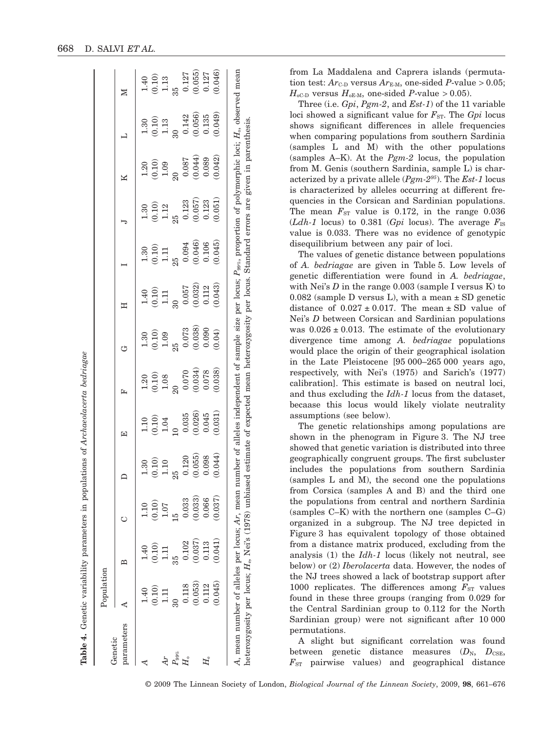**Table 4.** Genetic variability parameters in populations of *Archaeolacerta bedriagae*

| Genetic parameters | Population A | B | C | D | E | F | G | H | I | J | K | L | M |
|---|---|---|---|---|---|---|---|---|---|---|---|---|---|
| $A$ | 1.40 | 1.40 | 1.10 | 1.30 | 1.10 | 1.20 | 1.30 | 1.40 | 1.30 | 1.30 | 1.20 | 1.30 | 1.40 |
| | (0.10) | (0.10) | (0.10) | (0.10) | (0.10) | (0.10) | (0.10) | (0.10) | (0.10) | (0.10) | (0.10) | (0.10) | (0.10) |
| $Ar$ | 1.11 | 1.11 | 1.07 | 1.10 | 1.04 | 1.08 | 1.09 | 1.11 | 1.11 | 1.12 | 1.09 | 1.13 | 1.13 |
| $P_{99\%}$ | 30 | 35 | 15 | 25 | 10 | 20 | 25 | 30 | 25 | 25 | 20 | 30 | 35 |
| $H_o$ | 0.118 | 0.102 | 0.033 | 0.120 | 0.035 | 0.070 | 0.073 | 0.057 | 0.094 | 0.123 | 0.087 | 0.142 | 0.127 |
| | (0.053) | (0.037) | (0.033) | (0.055) | (0.026) | (0.034) | (0.038) | (0.032) | (0.046) | (0.057) | (0.044) | (0.056) | (0.055) |
| $H_e$ | 0.112 | 0.113 | 0.066 | 0.098 | 0.045 | 0.078 | 0.090 | 0.112 | 0.106 | 0.123 | 0.089 | 0.135 | 0.127 |
| | (0.045) | (0.041) | (0.037) | (0.044) | (0.031) | (0.038) | (0.04) | (0.043) | (0.045) | (0.051) | (0.042) | (0.049) | (0.046) |

$A$, mean number of alleles per locus; $Ar$, mean number of alleles independent of sample size per locus; $P_{99\%}$, proportion of polymorphic loci; $H_o$, observed mean heterozygosity per locus; $H_e$, Nei's (1978) unbiased estimate of expected mean heterozygosity per locus. Standard errors are given in parenthesis.

from La Maddalena and Caprera islands (permutation test: $Ar_{C\text{-}D}$ versus $Ar_{E\text{-}M}$, one-sided $P$-value > 0.05; $H_{oC\text{-}D}$ versus $H_{oE\text{-}M}$, one-sided $P$-value > 0.05).

Three (i.e. *Gpi*, *Pgm-2*, and *Est-1*) of the 11 variable loci showed a significant value for $F_{ST}$. The *Gpi* locus shows significant differences in allele frequencies when comparing populations from southern Sardinia (samples L and M) with the other populations (samples A–K). At the *Pgm-2* locus, the population from M. Genis (southern Sardinia, sample L) is characterized by a private allele (*Pgm-2*$^{95}$). The *Est-1* locus is characterized by alleles occurring at different frequencies in the Corsican and Sardinian populations. The mean $F_{ST}$ value is 0.172, in the range 0.036 (*Ldh-1* locus) to 0.381 (*Gpi* locus). The average $F_{IS}$ value is 0.033. There was no evidence of genotypic disequilibrium between any pair of loci.

The values of genetic distance between populations of *A. bedriagae* are given in Table 5. Low levels of genetic differentiation were found in *A. bedriagae*, with Nei's $D$ in the range 0.003 (sample I versus K) to 0.082 (sample D versus L), with a mean ± SD genetic distance of 0.027 ± 0.017. The mean ± SD value of Nei's $D$ between Corsican and Sardinian populations was 0.026 ± 0.013. The estimate of the evolutionary divergence time among *A. bedriagae* populations would place the origin of their geographical isolation in the Late Pleistocene [95 000–265 000 years ago, respectively, with Nei's (1975) and Sarich's (1977) calibration]. This estimate is based on neutral loci, and thus excluding the *Idh-1* locus from the dataset, becaase this locus would likely violate neutrality assumptions (see below).

The genetic relationships among populations are shown in the phenogram in Figure 3. The NJ tree showed that genetic variation is distributed into three geographically congruent groups. The first subcluster includes the populations from southern Sardinia (samples L and M), the second one the populations from Corsica (samples A and B) and the third one the populations from central and northern Sardinia (samples C–K) with the northern one (samples C–G) organized in a subgroup. The NJ tree depicted in Figure 3 has equivalent topology of those obtained from a distance matrix produced, excluding from the analysis (1) the *Idh-1* locus (likely not neutral, see below) or (2) *Iberolacerta* data. However, the nodes of the NJ trees showed a lack of bootstrap support after 1000 replicates. The differences among $F_{ST}$ values found in these three groups (ranging from 0.029 for the Central Sardinian group to 0.112 for the North Sardinian group) were not significant after 10 000 permutations.

A slight but significant correlation was found between genetic distance measures ($D_N$, $D_{CSE}$, $F_{ST}$ pairwise values) and geographical distance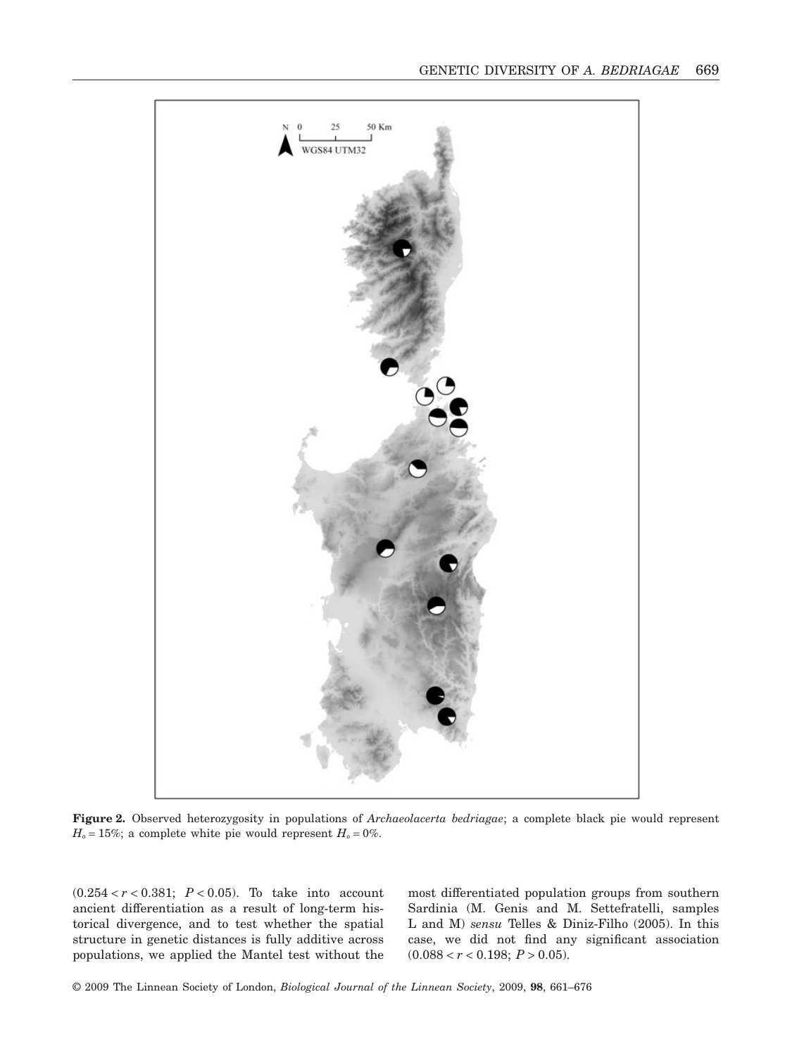**Figure 2.** Observed heterozygosity in populations of *Archaeolacerta bedriagae*; a complete black pie would represent $H_o = 15\%$; a complete white pie would represent $H_o = 0\%$.

$(0.254 < r < 0.381;\ P < 0.05)$. To take into account ancient differentiation as a result of long-term historical divergence, and to test whether the spatial structure in genetic distances is fully additive across populations, we applied the Mantel test without the most differentiated population groups from southern Sardinia (M. Genis and M. Settefratelli, samples L and M) *sensu* Telles & Diniz-Filho (2005). In this case, we did not find any significant association $(0.088 < r < 0.198;\ P > 0.05)$.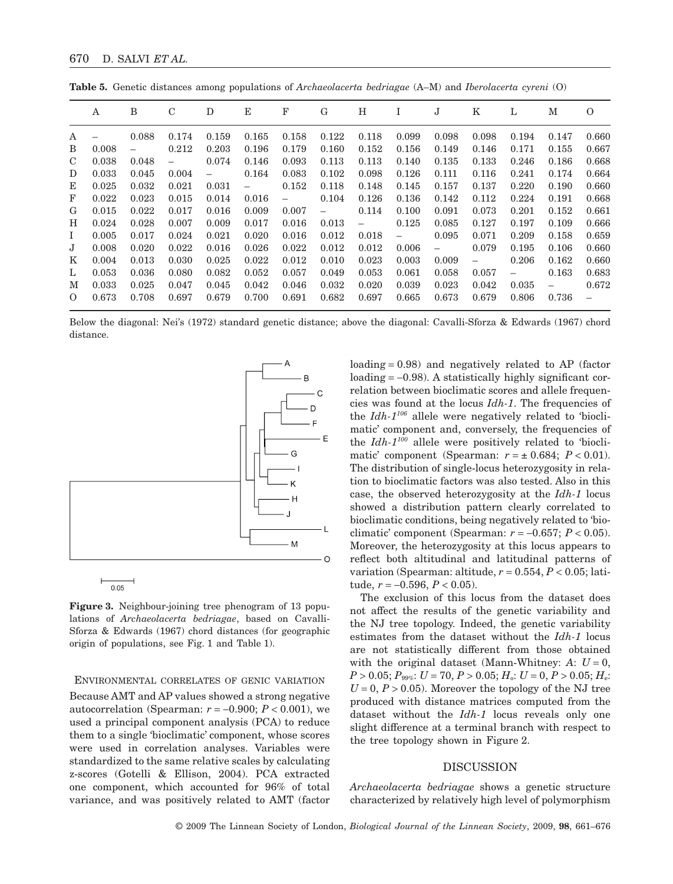**Table 5.** Genetic distances among populations of *Archaeolacerta bedriagae* (A–M) and *Iberolacerta cyreni* (O)

| | A | B | C | D | E | F | G | H | I | J | K | L | M | O |
|---|---|---|---|---|---|---|---|---|---|---|---|---|---|---|
| A | – | 0.088 | 0.174 | 0.159 | 0.165 | 0.158 | 0.122 | 0.118 | 0.099 | 0.098 | 0.098 | 0.194 | 0.147 | 0.660 |
| B | 0.008 | – | 0.212 | 0.203 | 0.196 | 0.179 | 0.160 | 0.152 | 0.156 | 0.149 | 0.146 | 0.171 | 0.155 | 0.667 |
| C | 0.038 | 0.048 | – | 0.074 | 0.146 | 0.093 | 0.113 | 0.113 | 0.140 | 0.135 | 0.133 | 0.246 | 0.186 | 0.668 |
| D | 0.033 | 0.045 | 0.004 | – | 0.164 | 0.083 | 0.102 | 0.098 | 0.126 | 0.111 | 0.116 | 0.241 | 0.174 | 0.664 |
| E | 0.025 | 0.032 | 0.021 | 0.031 | – | 0.152 | 0.118 | 0.148 | 0.145 | 0.157 | 0.137 | 0.220 | 0.190 | 0.660 |
| F | 0.022 | 0.023 | 0.015 | 0.014 | 0.016 | – | 0.104 | 0.126 | 0.136 | 0.142 | 0.112 | 0.224 | 0.191 | 0.668 |
| G | 0.015 | 0.022 | 0.017 | 0.016 | 0.009 | 0.007 | – | 0.114 | 0.100 | 0.091 | 0.073 | 0.201 | 0.152 | 0.661 |
| H | 0.024 | 0.028 | 0.007 | 0.009 | 0.017 | 0.016 | 0.013 | – | 0.125 | 0.085 | 0.127 | 0.197 | 0.109 | 0.666 |
| I | 0.005 | 0.017 | 0.024 | 0.021 | 0.020 | 0.016 | 0.012 | 0.018 | – | 0.095 | 0.071 | 0.209 | 0.158 | 0.659 |
| J | 0.008 | 0.020 | 0.022 | 0.016 | 0.026 | 0.022 | 0.012 | 0.012 | 0.006 | – | 0.079 | 0.195 | 0.106 | 0.660 |
| K | 0.004 | 0.013 | 0.030 | 0.025 | 0.022 | 0.012 | 0.010 | 0.023 | 0.003 | 0.009 | – | 0.206 | 0.162 | 0.660 |
| L | 0.053 | 0.036 | 0.080 | 0.082 | 0.052 | 0.057 | 0.049 | 0.053 | 0.061 | 0.058 | 0.057 | – | 0.163 | 0.683 |
| M | 0.033 | 0.025 | 0.047 | 0.045 | 0.042 | 0.046 | 0.032 | 0.020 | 0.039 | 0.023 | 0.042 | 0.035 | – | 0.672 |
| O | 0.673 | 0.708 | 0.697 | 0.679 | 0.700 | 0.691 | 0.682 | 0.697 | 0.665 | 0.673 | 0.679 | 0.806 | 0.736 | – |

Below the diagonal: Nei's (1972) standard genetic distance; above the diagonal: Cavalli-Sforza & Edwards (1967) chord distance.

**Figure 3.** Neighbour-joining tree phenogram of 13 populations of *Archaeolacerta bedriagae*, based on Cavalli-Sforza & Edwards (1967) chord distances (for geographic origin of populations, see Fig. 1 and Table 1).

### ENVIRONMENTAL CORRELATES OF GENIC VARIATION

Because AMT and AP values showed a strong negative autocorrelation (Spearman: $r = -0.900$; $P < 0.001$), we used a principal component analysis (PCA) to reduce them to a single 'bioclimatic' component, whose scores were used in correlation analyses. Variables were standardized to the same relative scales by calculating z-scores (Gotelli & Ellison, 2004). PCA extracted one component, which accounted for 96% of total variance, and was positively related to AMT (factor loading = 0.98) and negatively related to AP (factor loading = –0.98). A statistically highly significant correlation between bioclimatic scores and allele frequencies was found at the locus *Idh-1*. The frequencies of the *Idh-1*$^{106}$ allele were negatively related to 'bioclimatic' component and, conversely, the frequencies of the *Idh-1*$^{100}$ allele were positively related to 'bioclimatic' component (Spearman: $r = \pm 0.684$; $P < 0.01$). The distribution of single-locus heterozygosity in relation to bioclimatic factors was also tested. Also in this case, the observed heterozygosity at the *Idh-1* locus showed a distribution pattern clearly correlated to bioclimatic conditions, being negatively related to 'bioclimatic' component (Spearman: $r = -0.657$; $P < 0.05$). Moreover, the heterozygosity at this locus appears to reflect both altitudinal and latitudinal patterns of variation (Spearman: altitude, $r = 0.554$, $P < 0.05$; latitude, $r = -0.596$, $P < 0.05$).

The exclusion of this locus from the dataset does not affect the results of the genetic variability and the NJ tree topology. Indeed, the genetic variability estimates from the dataset without the *Idh-1* locus are not statistically different from those obtained with the original dataset (Mann-Whitney: $A$: $U = 0$, $P > 0.05$; $P_{99\%}$: $U = 70$, $P > 0.05$; $H_o$: $U = 0$, $P > 0.05$; $H_e$: $U = 0$, $P > 0.05$). Moreover the topology of the NJ tree produced with distance matrices computed from the dataset without the *Idh-1* locus reveals only one slight difference at a terminal branch with respect to the tree topology shown in Figure 2.

## DISCUSSION

*Archaeolacerta bedriagae* shows a genetic structure characterized by relatively high level of polymorphism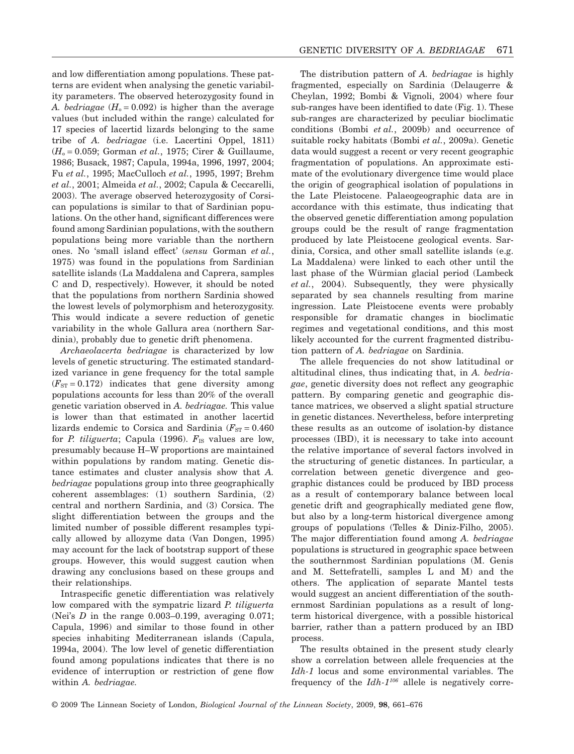and low differentiation among populations. These patterns are evident when analysing the genetic variability parameters. The observed heterozygosity found in *A. bedriagae* ($H_o = 0.092$) is higher than the average values (but included within the range) calculated for 17 species of lacertid lizards belonging to the same tribe of *A. bedriagae* (i.e. Lacertini Oppel, 1811) ($H_o = 0.059$; Gorman *et al.*, 1975; Cirer & Guillaume, 1986; Busack, 1987; Capula, 1994a, 1996, 1997, 2004; Fu *et al.*, 1995; MacCulloch *et al.*, 1995, 1997; Brehm *et al.*, 2001; Almeida *et al.*, 2002; Capula & Ceccarelli, 2003). The average observed heterozygosity of Corsican populations is similar to that of Sardinian populations. On the other hand, significant differences were found among Sardinian populations, with the southern populations being more variable than the northern ones. No 'small island effect' (*sensu* Gorman *et al.*, 1975) was found in the populations from Sardinian satellite islands (La Maddalena and Caprera, samples C and D, respectively). However, it should be noted that the populations from northern Sardinia showed the lowest levels of polymorphism and heterozygosity. This would indicate a severe reduction of genetic variability in the whole Gallura area (northern Sardinia), probably due to genetic drift phenomena.

*Archaeolacerta bedriagae* is characterized by low levels of genetic structuring. The estimated standardized variance in gene frequency for the total sample ($F_{ST} = 0.172$) indicates that gene diversity among populations accounts for less than 20% of the overall genetic variation observed in *A. bedriagae.* This value is lower than that estimated in another lacertid lizards endemic to Corsica and Sardinia ($F_{ST} = 0.460$ for *P. tiliguerta*; Capula (1996). $F_{IS}$ values are low, presumably because H–W proportions are maintained within populations by random mating. Genetic distance estimates and cluster analysis show that *A. bedriagae* populations group into three geographically coherent assemblages: (1) southern Sardinia, (2) central and northern Sardinia, and (3) Corsica. The slight differentiation between the groups and the limited number of possible different resamples typically allowed by allozyme data (Van Dongen, 1995) may account for the lack of bootstrap support of these groups. However, this would suggest caution when drawing any conclusions based on these groups and their relationships.

Intraspecific genetic differentiation was relatively low compared with the sympatric lizard *P. tiliguerta* (Nei's $D$ in the range 0.003–0.199, averaging 0.071; Capula, 1996) and similar to those found in other species inhabiting Mediterranean islands (Capula, 1994a, 2004). The low level of genetic differentiation found among populations indicates that there is no evidence of interruption or restriction of gene flow within *A. bedriagae.*

The distribution pattern of *A. bedriagae* is highly fragmented, especially on Sardinia (Delaugerre & Cheylan, 1992; Bombi & Vignoli, 2004) where four sub-ranges have been identified to date (Fig. 1). These sub-ranges are characterized by peculiar bioclimatic conditions (Bombi *et al.*, 2009b) and occurrence of suitable rocky habitats (Bombi *et al.*, 2009a). Genetic data would suggest a recent or very recent geographic fragmentation of populations. An approximate estimate of the evolutionary divergence time would place the origin of geographical isolation of populations in the Late Pleistocene. Palaeogeographic data are in accordance with this estimate, thus indicating that the observed genetic differentiation among population groups could be the result of range fragmentation produced by late Pleistocene geological events. Sardinia, Corsica, and other small satellite islands (e.g. La Maddalena) were linked to each other until the last phase of the Würmian glacial period (Lambeck *et al.*, 2004). Subsequently, they were physically separated by sea channels resulting from marine ingression. Late Pleistocene events were probably responsible for dramatic changes in bioclimatic regimes and vegetational conditions, and this most likely accounted for the current fragmented distribution pattern of *A. bedriagae* on Sardinia.

The allele frequencies do not show latitudinal or altitudinal clines, thus indicating that, in *A. bedriagae*, genetic diversity does not reflect any geographic pattern. By comparing genetic and geographic distance matrices, we observed a slight spatial structure in genetic distances. Nevertheless, before interpreting these results as an outcome of isolation-by distance processes (IBD), it is necessary to take into account the relative importance of several factors involved in the structuring of genetic distances. In particular, a correlation between genetic divergence and geographic distances could be produced by IBD process as a result of contemporary balance between local genetic drift and geographically mediated gene flow, but also by a long-term historical divergence among groups of populations (Telles & Diniz-Filho, 2005). The major differentiation found among *A. bedriagae* populations is structured in geographic space between the southernmost Sardinian populations (M. Genis and M. Settefratelli, samples L and M) and the others. The application of separate Mantel tests would suggest an ancient differentiation of the southernmost Sardinian populations as a result of long-term historical divergence, with a possible historical barrier, rather than a pattern produced by an IBD process.

The results obtained in the present study clearly show a correlation between allele frequencies at the *Idh-1* locus and some environmental variables. The frequency of the *Idh-1*$^{106}$ allele is negatively corre-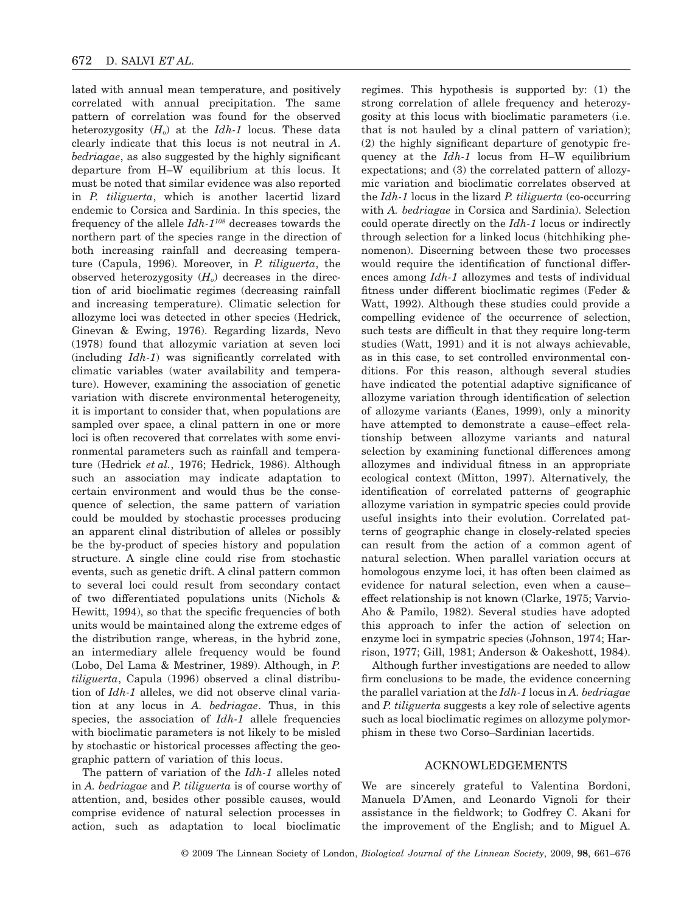lated with annual mean temperature, and positively correlated with annual precipitation. The same pattern of correlation was found for the observed heterozygosity ($H_o$) at the *Idh-1* locus. These data clearly indicate that this locus is not neutral in *A. bedriagae*, as also suggested by the highly significant departure from H–W equilibrium at this locus. It must be noted that similar evidence was also reported in *P. tiliguerta*, which is another lacertid lizard endemic to Corsica and Sardinia. In this species, the frequency of the allele *Idh-1*$^{108}$ decreases towards the northern part of the species range in the direction of both increasing rainfall and decreasing temperature (Capula, 1996). Moreover, in *P. tiliguerta*, the observed heterozygosity ($H_o$) decreases in the direction of arid bioclimatic regimes (decreasing rainfall and increasing temperature). Climatic selection for allozyme loci was detected in other species (Hedrick, Ginevan & Ewing, 1976). Regarding lizards, Nevo (1978) found that allozymic variation at seven loci (including *Idh-1*) was significantly correlated with climatic variables (water availability and temperature). However, examining the association of genetic variation with discrete environmental heterogeneity, it is important to consider that, when populations are sampled over space, a clinal pattern in one or more loci is often recovered that correlates with some environmental parameters such as rainfall and temperature (Hedrick *et al.*, 1976; Hedrick, 1986). Although such an association may indicate adaptation to certain environment and would thus be the consequence of selection, the same pattern of variation could be moulded by stochastic processes producing an apparent clinal distribution of alleles or possibly be the by-product of species history and population structure. A single cline could rise from stochastic events, such as genetic drift. A clinal pattern common to several loci could result from secondary contact of two differentiated populations units (Nichols & Hewitt, 1994), so that the specific frequencies of both units would be maintained along the extreme edges of the distribution range, whereas, in the hybrid zone, an intermediary allele frequency would be found (Lobo, Del Lama & Mestriner, 1989). Although, in *P. tiliguerta*, Capula (1996) observed a clinal distribution of *Idh-1* alleles, we did not observe clinal variation at any locus in *A. bedriagae*. Thus, in this species, the association of *Idh-1* allele frequencies with bioclimatic parameters is not likely to be misled by stochastic or historical processes affecting the geographic pattern of variation of this locus.

The pattern of variation of the *Idh-1* alleles noted in *A. bedriagae* and *P. tiliguerta* is of course worthy of attention, and, besides other possible causes, would comprise evidence of natural selection processes in action, such as adaptation to local bioclimatic regimes. This hypothesis is supported by: (1) the strong correlation of allele frequency and heterozygosity at this locus with bioclimatic parameters (i.e. that is not hauled by a clinal pattern of variation); (2) the highly significant departure of genotypic frequency at the *Idh-1* locus from H–W equilibrium expectations; and (3) the correlated pattern of allozymic variation and bioclimatic correlates observed at the *Idh-1* locus in the lizard *P. tiliguerta* (co-occurring with *A. bedriagae* in Corsica and Sardinia). Selection could operate directly on the *Idh-1* locus or indirectly through selection for a linked locus (hitchhiking phenomenon). Discerning between these two processes would require the identification of functional differences among *Idh-1* allozymes and tests of individual fitness under different bioclimatic regimes (Feder & Watt, 1992). Although these studies could provide a compelling evidence of the occurrence of selection, such tests are difficult in that they require long-term studies (Watt, 1991) and it is not always achievable, as in this case, to set controlled environmental conditions. For this reason, although several studies have indicated the potential adaptive significance of allozyme variation through identification of selection of allozyme variants (Eanes, 1999), only a minority have attempted to demonstrate a cause–effect relationship between allozyme variants and natural selection by examining functional differences among allozymes and individual fitness in an appropriate ecological context (Mitton, 1997). Alternatively, the identification of correlated patterns of geographic allozyme variation in sympatric species could provide useful insights into their evolution. Correlated patterns of geographic change in closely-related species can result from the action of a common agent of natural selection. When parallel variation occurs at homologous enzyme loci, it has often been claimed as evidence for natural selection, even when a cause–effect relationship is not known (Clarke, 1975; Varvio-Aho & Pamilo, 1982). Several studies have adopted this approach to infer the action of selection on enzyme loci in sympatric species (Johnson, 1974; Harrison, 1977; Gill, 1981; Anderson & Oakeshott, 1984).

Although further investigations are needed to allow firm conclusions to be made, the evidence concerning the parallel variation at the *Idh-1* locus in *A. bedriagae* and *P. tiliguerta* suggests a key role of selective agents such as local bioclimatic regimes on allozyme polymorphism in these two Corso–Sardinian lacertids.

## ACKNOWLEDGEMENTS

We are sincerely grateful to Valentina Bordoni, Manuela D'Amen, and Leonardo Vignoli for their assistance in the fieldwork; to Godfrey C. Akani for the improvement of the English; and to Miguel A.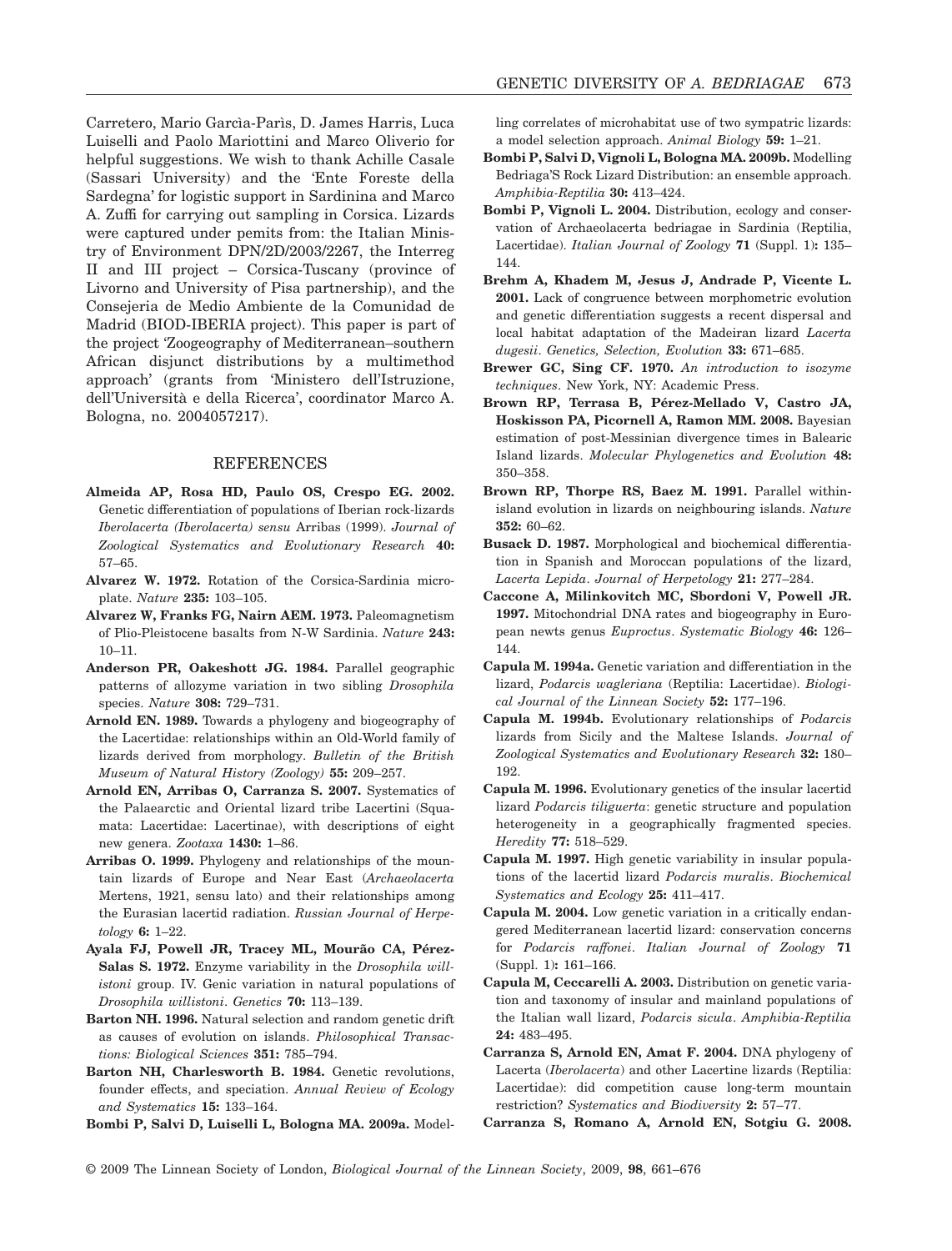Carretero, Mario Garcìa-Parìs, D. James Harris, Luca Luiselli and Paolo Mariottini and Marco Oliverio for helpful suggestions. We wish to thank Achille Casale (Sassari University) and the 'Ente Foreste della Sardegna' for logistic support in Sardinina and Marco A. Zuffi for carrying out sampling in Corsica. Lizards were captured under pemits from: the Italian Ministry of Environment DPN/2D/2003/2267, the Interreg II and III project – Corsica-Tuscany (province of Livorno and University of Pisa partnership), and the Consejeria de Medio Ambiente de la Comunidad de Madrid (BIOD-IBERIA project). This paper is part of the project 'Zoogeography of Mediterranean–southern African disjunct distributions by a multimethod approach' (grants from 'Ministero dell'Istruzione, dell'Università e della Ricerca', coordinator Marco A. Bologna, no. 2004057217).

## REFERENCES

**Almeida AP, Rosa HD, Paulo OS, Crespo EG. 2002.** Genetic differentiation of populations of Iberian rock-lizards *Iberolacerta (Iberolacerta) sensu* Arribas (1999). *Journal of Zoological Systematics and Evolutionary Research* **40:** 57–65.

**Alvarez W. 1972.** Rotation of the Corsica-Sardinia microplate. *Nature* **235:** 103–105.

**Alvarez W, Franks FG, Nairn AEM. 1973.** Paleomagnetism of Plio-Pleistocene basalts from N-W Sardinia. *Nature* **243:** 10–11.

**Anderson PR, Oakeshott JG. 1984.** Parallel geographic patterns of allozyme variation in two sibling *Drosophila* species. *Nature* **308:** 729–731.

**Arnold EN. 1989.** Towards a phylogeny and biogeography of the Lacertidae: relationships within an Old-World family of lizards derived from morphology. *Bulletin of the British Museum of Natural History (Zoology)* **55:** 209–257.

**Arnold EN, Arribas O, Carranza S. 2007.** Systematics of the Palaearctic and Oriental lizard tribe Lacertini (Squamata: Lacertidae: Lacertinae), with descriptions of eight new genera. *Zootaxa* **1430:** 1–86.

**Arribas O. 1999.** Phylogeny and relationships of the mountain lizards of Europe and Near East (*Archaeolacerta* Mertens, 1921, sensu lato) and their relationships among the Eurasian lacertid radiation. *Russian Journal of Herpetology* **6:** 1–22.

**Ayala FJ, Powell JR, Tracey ML, Mourão CA, Pérez-Salas S. 1972.** Enzyme variability in the *Drosophila willistoni* group. IV. Genic variation in natural populations of *Drosophila willistoni*. *Genetics* **70:** 113–139.

**Barton NH. 1996.** Natural selection and random genetic drift as causes of evolution on islands. *Philosophical Transactions: Biological Sciences* **351:** 785–794.

**Barton NH, Charlesworth B. 1984.** Genetic revolutions, founder effects, and speciation. *Annual Review of Ecology and Systematics* **15:** 133–164.

**Bombi P, Salvi D, Luiselli L, Bologna MA. 2009a.** Modelling correlates of microhabitat use of two sympatric lizards: a model selection approach. *Animal Biology* **59:** 1–21.

**Bombi P, Salvi D, Vignoli L, Bologna MA. 2009b.** Modelling Bedriaga'S Rock Lizard Distribution: an ensemble approach. *Amphibia-Reptilia* **30:** 413–424.

**Bombi P, Vignoli L. 2004.** Distribution, ecology and conservation of Archaeolacerta bedriagae in Sardinia (Reptilia, Lacertidae). *Italian Journal of Zoology* **71** (Suppl. 1)**:** 135–144.

**Brehm A, Khadem M, Jesus J, Andrade P, Vicente L. 2001.** Lack of congruence between morphometric evolution and genetic differentiation suggests a recent dispersal and local habitat adaptation of the Madeiran lizard *Lacerta dugesii*. *Genetics, Selection, Evolution* **33:** 671–685.

**Brewer GC, Sing CF. 1970.** *An introduction to isozyme techniques*. New York, NY: Academic Press.

**Brown RP, Terrasa B, Pérez-Mellado V, Castro JA, Hoskisson PA, Picornell A, Ramon MM. 2008.** Bayesian estimation of post-Messinian divergence times in Balearic Island lizards. *Molecular Phylogenetics and Evolution* **48:** 350–358.

**Brown RP, Thorpe RS, Baez M. 1991.** Parallel within-island evolution in lizards on neighbouring islands. *Nature* **352:** 60–62.

**Busack D. 1987.** Morphological and biochemical differentiation in Spanish and Moroccan populations of the lizard, *Lacerta Lepida*. *Journal of Herpetology* **21:** 277–284.

**Caccone A, Milinkovitch MC, Sbordoni V, Powell JR. 1997.** Mitochondrial DNA rates and biogeography in European newts genus *Euproctus*. *Systematic Biology* **46:** 126–144.

**Capula M. 1994a.** Genetic variation and differentiation in the lizard, *Podarcis wagleriana* (Reptilia: Lacertidae). *Biological Journal of the Linnean Society* **52:** 177–196.

**Capula M. 1994b.** Evolutionary relationships of *Podarcis* lizards from Sicily and the Maltese Islands. *Journal of Zoological Systematics and Evolutionary Research* **32:** 180–192.

**Capula M. 1996.** Evolutionary genetics of the insular lacertid lizard *Podarcis tiliguerta*: genetic structure and population heterogeneity in a geographically fragmented species. *Heredity* **77:** 518–529.

**Capula M. 1997.** High genetic variability in insular populations of the lacertid lizard *Podarcis muralis*. *Biochemical Systematics and Ecology* **25:** 411–417.

**Capula M. 2004.** Low genetic variation in a critically endangered Mediterranean lacertid lizard: conservation concerns for *Podarcis raffonei*. *Italian Journal of Zoology* **71** (Suppl. 1)**:** 161–166.

**Capula M, Ceccarelli A. 2003.** Distribution on genetic variation and taxonomy of insular and mainland populations of the Italian wall lizard, *Podarcis sicula*. *Amphibia-Reptilia* **24:** 483–495.

**Carranza S, Arnold EN, Amat F. 2004.** DNA phylogeny of Lacerta (*Iberolacerta*) and other Lacertine lizards (Reptilia: Lacertidae): did competition cause long-term mountain restriction? *Systematics and Biodiversity* **2:** 57–77.

**Carranza S, Romano A, Arnold EN, Sotgiu G. 2008.**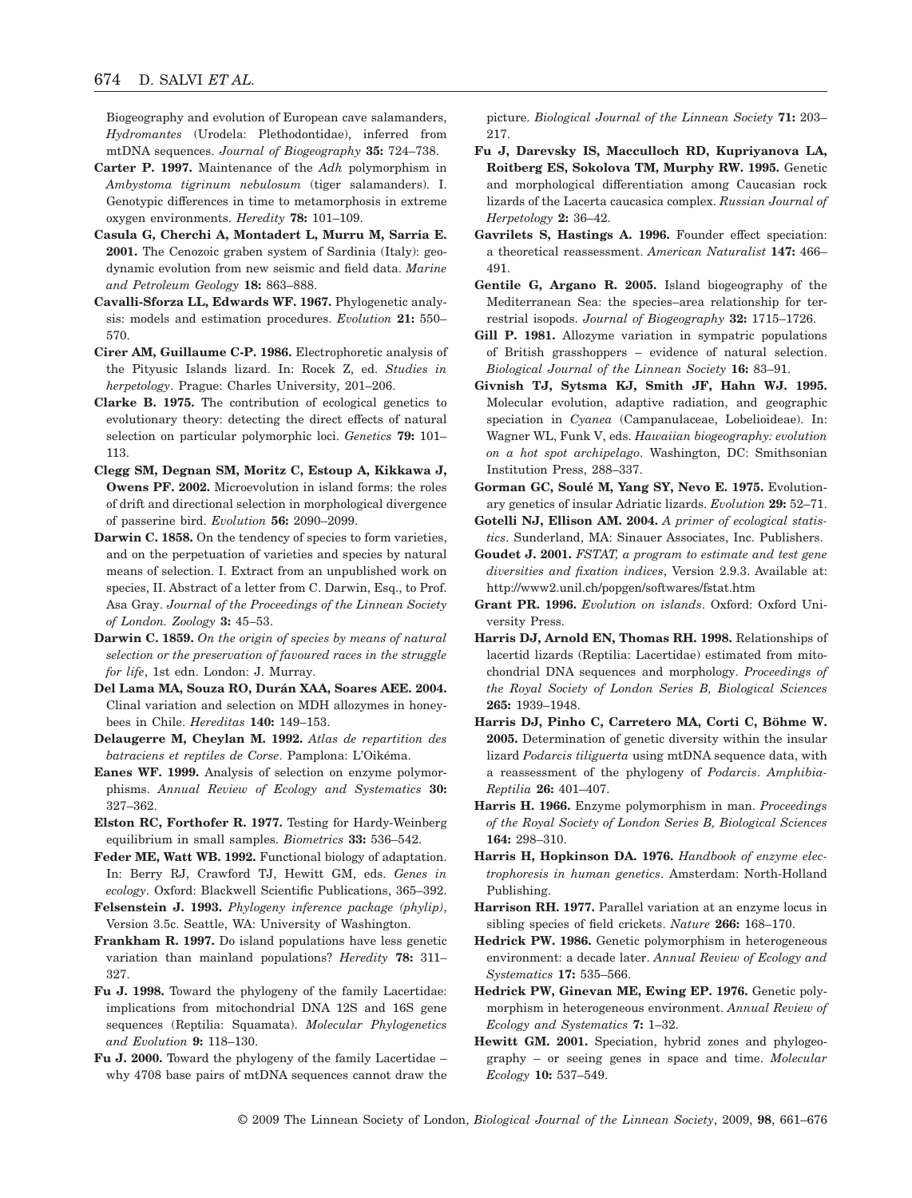Biogeography and evolution of European cave salamanders, *Hydromantes* (Urodela: Plethodontidae), inferred from mtDNA sequences. *Journal of Biogeography* **35:** 724–738.

**Carter P. 1997.** Maintenance of the *Adh* polymorphism in *Ambystoma tigrinum nebulosum* (tiger salamanders). I. Genotypic differences in time to metamorphosis in extreme oxygen environments. *Heredity* **78:** 101–109.

**Casula G, Cherchi A, Montadert L, Murru M, Sarria E. 2001.** The Cenozoic graben system of Sardinia (Italy): geodynamic evolution from new seismic and field data. *Marine and Petroleum Geology* **18:** 863–888.

**Cavalli-Sforza LL, Edwards WF. 1967.** Phylogenetic analysis: models and estimation procedures. *Evolution* **21:** 550–570.

**Cirer AM, Guillaume C-P. 1986.** Electrophoretic analysis of the Pityusic Islands lizard. In: Rocek Z, ed. *Studies in herpetology*. Prague: Charles University, 201–206.

**Clarke B. 1975.** The contribution of ecological genetics to evolutionary theory: detecting the direct effects of natural selection on particular polymorphic loci. *Genetics* **79:** 101–113.

**Clegg SM, Degnan SM, Moritz C, Estoup A, Kikkawa J, Owens PF. 2002.** Microevolution in island forms: the roles of drift and directional selection in morphological divergence of passerine bird. *Evolution* **56:** 2090–2099.

**Darwin C. 1858.** On the tendency of species to form varieties, and on the perpetuation of varieties and species by natural means of selection. I. Extract from an unpublished work on species, II. Abstract of a letter from C. Darwin, Esq., to Prof. Asa Gray. *Journal of the Proceedings of the Linnean Society of London. Zoology* **3:** 45–53.

**Darwin C. 1859.** *On the origin of species by means of natural selection or the preservation of favoured races in the struggle for life*, 1st edn. London: J. Murray.

**Del Lama MA, Souza RO, Durán XAA, Soares AEE. 2004.** Clinal variation and selection on MDH allozymes in honeybees in Chile. *Hereditas* **140:** 149–153.

**Delaugerre M, Cheylan M. 1992.** *Atlas de repartition des batraciens et reptiles de Corse*. Pamplona: L'Oikéma.

**Eanes WF. 1999.** Analysis of selection on enzyme polymorphisms. *Annual Review of Ecology and Systematics* **30:** 327–362.

**Elston RC, Forthofer R. 1977.** Testing for Hardy-Weinberg equilibrium in small samples. *Biometrics* **33:** 536–542.

**Feder ME, Watt WB. 1992.** Functional biology of adaptation. In: Berry RJ, Crawford TJ, Hewitt GM, eds. *Genes in ecology*. Oxford: Blackwell Scientific Publications, 365–392.

**Felsenstein J. 1993.** *Phylogeny inference package (phylip)*, Version 3.5c. Seattle, WA: University of Washington.

**Frankham R. 1997.** Do island populations have less genetic variation than mainland populations? *Heredity* **78:** 311–327.

**Fu J. 1998.** Toward the phylogeny of the family Lacertidae: implications from mitochondrial DNA 12S and 16S gene sequences (Reptilia: Squamata). *Molecular Phylogenetics and Evolution* **9:** 118–130.

**Fu J. 2000.** Toward the phylogeny of the family Lacertidae – why 4708 base pairs of mtDNA sequences cannot draw the picture. *Biological Journal of the Linnean Society* **71:** 203–217.

**Fu J, Darevsky IS, Macculloch RD, Kupriyanova LA, Roitberg ES, Sokolova TM, Murphy RW. 1995.** Genetic and morphological differentiation among Caucasian rock lizards of the Lacerta caucasica complex. *Russian Journal of Herpetology* **2:** 36–42.

**Gavrilets S, Hastings A. 1996.** Founder effect speciation: a theoretical reassessment. *American Naturalist* **147:** 466–491.

**Gentile G, Argano R. 2005.** Island biogeography of the Mediterranean Sea: the species–area relationship for terrestrial isopods. *Journal of Biogeography* **32:** 1715–1726.

**Gill P. 1981.** Allozyme variation in sympatric populations of British grasshoppers – evidence of natural selection. *Biological Journal of the Linnean Society* **16:** 83–91.

**Givnish TJ, Sytsma KJ, Smith JF, Hahn WJ. 1995.** Molecular evolution, adaptive radiation, and geographic speciation in *Cyanea* (Campanulaceae, Lobelioideae). In: Wagner WL, Funk V, eds. *Hawaiian biogeography: evolution on a hot spot archipelago*. Washington, DC: Smithsonian Institution Press, 288–337.

**Gorman GC, Soulé M, Yang SY, Nevo E. 1975.** Evolutionary genetics of insular Adriatic lizards. *Evolution* **29:** 52–71.

**Gotelli NJ, Ellison AM. 2004.** *A primer of ecological statistics*. Sunderland, MA: Sinauer Associates, Inc. Publishers.

**Goudet J. 2001.** *FSTAT, a program to estimate and test gene diversities and fixation indices*, Version 2.9.3. Available at: http://www2.unil.ch/popgen/softwares/fstat.htm

**Grant PR. 1996.** *Evolution on islands*. Oxford: Oxford University Press.

**Harris DJ, Arnold EN, Thomas RH. 1998.** Relationships of lacertid lizards (Reptilia: Lacertidae) estimated from mitochondrial DNA sequences and morphology. *Proceedings of the Royal Society of London Series B, Biological Sciences* **265:** 1939–1948.

**Harris DJ, Pinho C, Carretero MA, Corti C, Böhme W. 2005.** Determination of genetic diversity within the insular lizard *Podarcis tiliguerta* using mtDNA sequence data, with a reassessment of the phylogeny of *Podarcis*. *Amphibia-Reptilia* **26:** 401–407.

**Harris H. 1966.** Enzyme polymorphism in man. *Proceedings of the Royal Society of London Series B, Biological Sciences* **164:** 298–310.

**Harris H, Hopkinson DA. 1976.** *Handbook of enzyme electrophoresis in human genetics*. Amsterdam: North-Holland Publishing.

**Harrison RH. 1977.** Parallel variation at an enzyme locus in sibling species of field crickets. *Nature* **266:** 168–170.

**Hedrick PW. 1986.** Genetic polymorphism in heterogeneous environment: a decade later. *Annual Review of Ecology and Systematics* **17:** 535–566.

**Hedrick PW, Ginevan ME, Ewing EP. 1976.** Genetic polymorphism in heterogeneous environment. *Annual Review of Ecology and Systematics* **7:** 1–32.

**Hewitt GM. 2001.** Speciation, hybrid zones and phylogeography – or seeing genes in space and time. *Molecular Ecology* **10:** 537–549.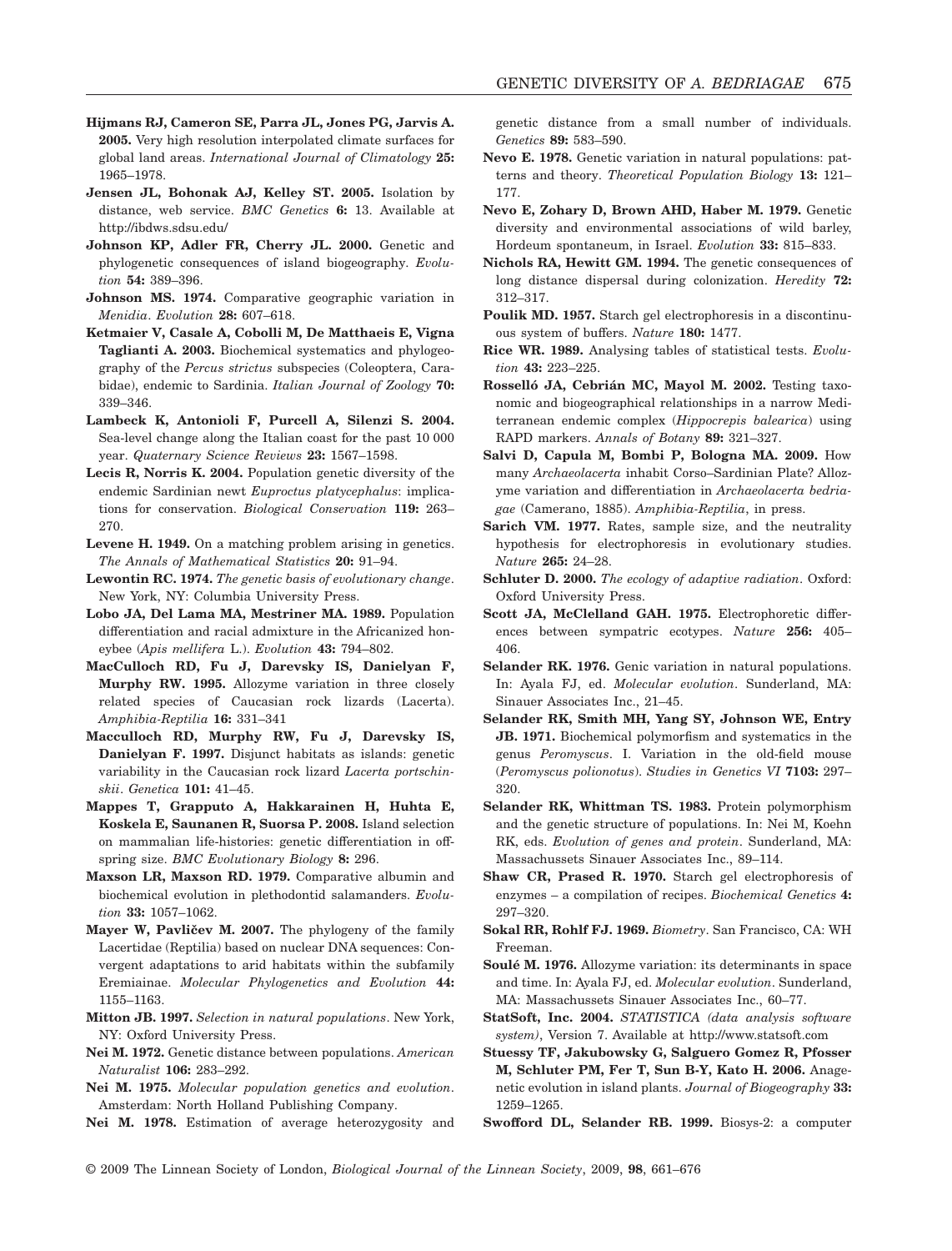**Hijmans RJ, Cameron SE, Parra JL, Jones PG, Jarvis A. 2005.** Very high resolution interpolated climate surfaces for global land areas. *International Journal of Climatology* **25:** 1965–1978.

**Jensen JL, Bohonak AJ, Kelley ST. 2005.** Isolation by distance, web service. *BMC Genetics* **6:** 13. Available at http://ibdws.sdsu.edu/

**Johnson KP, Adler FR, Cherry JL. 2000.** Genetic and phylogenetic consequences of island biogeography. *Evolution* **54:** 389–396.

**Johnson MS. 1974.** Comparative geographic variation in *Menidia*. *Evolution* **28:** 607–618.

**Ketmaier V, Casale A, Cobolli M, De Matthaeis E, Vigna Taglianti A. 2003.** Biochemical systematics and phylogeography of the *Percus strictus* subspecies (Coleoptera, Carabidae), endemic to Sardinia. *Italian Journal of Zoology* **70:** 339–346.

**Lambeck K, Antonioli F, Purcell A, Silenzi S. 2004.** Sea-level change along the Italian coast for the past 10 000 year. *Quaternary Science Reviews* **23:** 1567–1598.

**Lecis R, Norris K. 2004.** Population genetic diversity of the endemic Sardinian newt *Euproctus platycephalus*: implications for conservation. *Biological Conservation* **119:** 263–270.

**Levene H. 1949.** On a matching problem arising in genetics. *The Annals of Mathematical Statistics* **20:** 91–94.

**Lewontin RC. 1974.** *The genetic basis of evolutionary change*. New York, NY: Columbia University Press.

**Lobo JA, Del Lama MA, Mestriner MA. 1989.** Population differentiation and racial admixture in the Africanized honeybee (*Apis mellifera* L.). *Evolution* **43:** 794–802.

**MacCulloch RD, Fu J, Darevsky IS, Danielyan F, Murphy RW. 1995.** Allozyme variation in three closely related species of Caucasian rock lizards (Lacerta). *Amphibia-Reptilia* **16:** 331–341

**Macculloch RD, Murphy RW, Fu J, Darevsky IS, Danielyan F. 1997.** Disjunct habitats as islands: genetic variability in the Caucasian rock lizard *Lacerta portschinskii*. *Genetica* **101:** 41–45.

**Mappes T, Grapputo A, Hakkarainen H, Huhta E, Koskela E, Saunanen R, Suorsa P. 2008.** Island selection on mammalian life-histories: genetic differentiation in offspring size. *BMC Evolutionary Biology* **8:** 296.

**Maxson LR, Maxson RD. 1979.** Comparative albumin and biochemical evolution in plethodontid salamanders. *Evolution* **33:** 1057–1062.

**Mayer W, Pavličev M. 2007.** The phylogeny of the family Lacertidae (Reptilia) based on nuclear DNA sequences: Convergent adaptations to arid habitats within the subfamily Eremiainae. *Molecular Phylogenetics and Evolution* **44:** 1155–1163.

**Mitton JB. 1997.** *Selection in natural populations*. New York, NY: Oxford University Press.

**Nei M. 1972.** Genetic distance between populations. *American Naturalist* **106:** 283–292.

**Nei M. 1975.** *Molecular population genetics and evolution*. Amsterdam: North Holland Publishing Company.

**Nei M. 1978.** Estimation of average heterozygosity and genetic distance from a small number of individuals. *Genetics* **89:** 583–590.

**Nevo E. 1978.** Genetic variation in natural populations: patterns and theory. *Theoretical Population Biology* **13:** 121–177.

**Nevo E, Zohary D, Brown AHD, Haber M. 1979.** Genetic diversity and environmental associations of wild barley, Hordeum spontaneum, in Israel. *Evolution* **33:** 815–833.

**Nichols RA, Hewitt GM. 1994.** The genetic consequences of long distance dispersal during colonization. *Heredity* **72:** 312–317.

**Poulik MD. 1957.** Starch gel electrophoresis in a discontinuous system of buffers. *Nature* **180:** 1477.

**Rice WR. 1989.** Analysing tables of statistical tests. *Evolution* **43:** 223–225.

**Rosselló JA, Cebrián MC, Mayol M. 2002.** Testing taxonomic and biogeographical relationships in a narrow Mediterranean endemic complex (*Hippocrepis balearica*) using RAPD markers. *Annals of Botany* **89:** 321–327.

**Salvi D, Capula M, Bombi P, Bologna MA. 2009.** How many *Archaeolacerta* inhabit Corso–Sardinian Plate? Allozyme variation and differentiation in *Archaeolacerta bedriagae* (Camerano, 1885). *Amphibia-Reptilia*, in press.

**Sarich VM. 1977.** Rates, sample size, and the neutrality hypothesis for electrophoresis in evolutionary studies. *Nature* **265:** 24–28.

**Schluter D. 2000.** *The ecology of adaptive radiation*. Oxford: Oxford University Press.

**Scott JA, McClelland GAH. 1975.** Electrophoretic differences between sympatric ecotypes. *Nature* **256:** 405–406.

**Selander RK. 1976.** Genic variation in natural populations. In: Ayala FJ, ed. *Molecular evolution*. Sunderland, MA: Sinauer Associates Inc., 21–45.

**Selander RK, Smith MH, Yang SY, Johnson WE, Entry JB. 1971.** Biochemical polymorfism and systematics in the genus *Peromyscus*. I. Variation in the old-field mouse (*Peromyscus polionotus*). *Studies in Genetics VI* **7103:** 297–320.

**Selander RK, Whittman TS. 1983.** Protein polymorphism and the genetic structure of populations. In: Nei M, Koehn RK, eds. *Evolution of genes and protein*. Sunderland, MA: Massachussets Sinauer Associates Inc., 89–114.

**Shaw CR, Prased R. 1970.** Starch gel electrophoresis of enzymes – a compilation of recipes. *Biochemical Genetics* **4:** 297–320.

**Sokal RR, Rohlf FJ. 1969.** *Biometry*. San Francisco, CA: WH Freeman.

**Soulé M. 1976.** Allozyme variation: its determinants in space and time. In: Ayala FJ, ed. *Molecular evolution*. Sunderland, MA: Massachussets Sinauer Associates Inc., 60–77.

**StatSoft, Inc. 2004.** *STATISTICA (data analysis software system)*, Version 7. Available at http://www.statsoft.com

**Stuessy TF, Jakubowsky G, Salguero Gomez R, Pfosser M, Schluter PM, Fer T, Sun B-Y, Kato H. 2006.** Anagenetic evolution in island plants. *Journal of Biogeography* **33:** 1259–1265.

**Swofford DL, Selander RB. 1999.** Biosys-2: a computer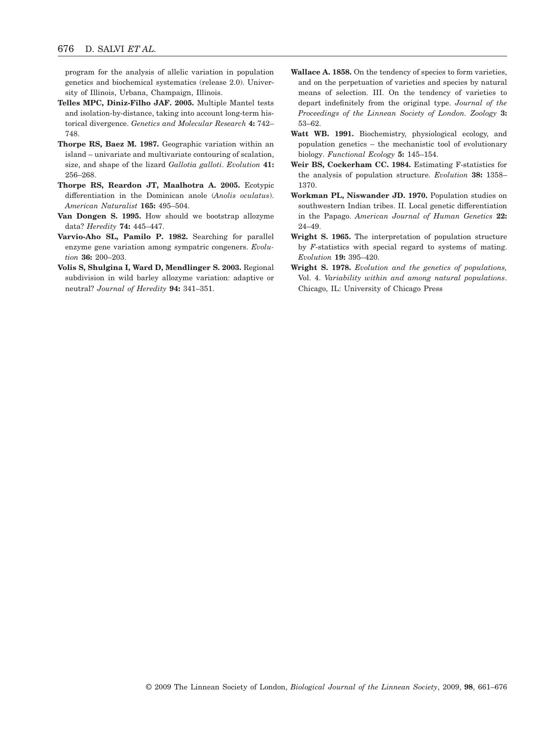program for the analysis of allelic variation in population genetics and biochemical systematics (release 2.0). University of Illinois, Urbana, Champaign, Illinois.

**Telles MPC, Diniz-Filho JAF. 2005.** Multiple Mantel tests and isolation-by-distance, taking into account long-term historical divergence. *Genetics and Molecular Research* **4:** 742–748.

**Thorpe RS, Baez M. 1987.** Geographic variation within an island – univariate and multivariate contouring of scalation, size, and shape of the lizard *Gallotia galloti*. *Evolution* **41:** 256–268.

**Thorpe RS, Reardon JT, Maalhotra A. 2005.** Ecotypic differentiation in the Dominican anole (*Anolis oculatus*). *American Naturalist* **165:** 495–504.

**Van Dongen S. 1995.** How should we bootstrap allozyme data? *Heredity* **74:** 445–447.

**Varvio-Aho SL, Pamilo P. 1982.** Searching for parallel enzyme gene variation among sympatric congeners. *Evolution* **36:** 200–203.

**Volis S, Shulgina I, Ward D, Mendlinger S. 2003.** Regional subdivision in wild barley allozyme variation: adaptive or neutral? *Journal of Heredity* **94:** 341–351.

**Wallace A. 1858.** On the tendency of species to form varieties, and on the perpetuation of varieties and species by natural means of selection. III. On the tendency of varieties to depart indefinitely from the original type. *Journal of the Proceedings of the Linnean Society of London. Zoology* **3:** 53–62.

**Watt WB. 1991.** Biochemistry, physiological ecology, and population genetics – the mechanistic tool of evolutionary biology. *Functional Ecology* **5:** 145–154.

**Weir BS, Cockerham CC. 1984.** Estimating F-statistics for the analysis of population structure. *Evolution* **38:** 1358–1370.

**Workman PL, Niswander JD. 1970.** Population studies on southwestern Indian tribes. II. Local genetic differentiation in the Papago. *American Journal of Human Genetics* **22:** 24–49.

**Wright S. 1965.** The interpretation of population structure by *F*-statistics with special regard to systems of mating. *Evolution* **19:** 395–420.

**Wright S. 1978.** *Evolution and the genetics of populations,* Vol. 4. *Variability within and among natural populations*. Chicago, IL: University of Chicago Press